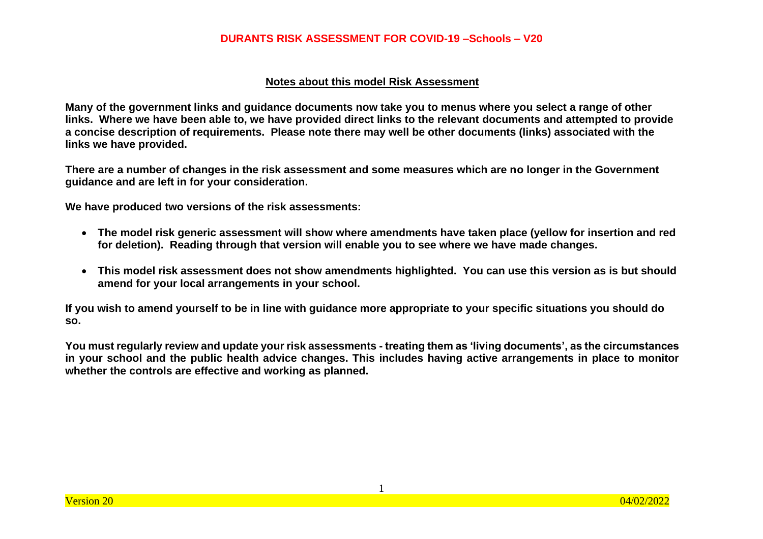# DURANTS RISK ASSESSMENT FOR COVID-19 –Schools – V20

## Notes about this model Risk Assessment

**Many of the government links and guidance documents now take you to menus where you select a range of other links. Where we have been able to, we have provided direct links to the relevant documents and attempted to provide a concise description of requirements. Please note there may well be other documents (links) associated with the links we have provided.**

**There are a number of changes in the risk assessment and some measures which are no longer in the Government guidance and are left in for your consideration.**

**We have produced two versions of the risk assessments:**

- **The model risk generic assessment will show where amendments have taken place (yellow for insertion and red for deletion). Reading through that version will enable you to see where we have made changes.**
- **This model risk assessment does not show amendments highlighted. You can use this version as is but should amend for your local arrangements in your school.**

**If you wish to amend yourself to be in line with guidance more appropriate to your specific situations you should do so.**

**You must regularly review and update your risk assessments - treating them as 'living documents', as the circumstances in your school and the public health advice changes. This includes having active arrangements in place to monitor whether the controls are effective and working as planned.**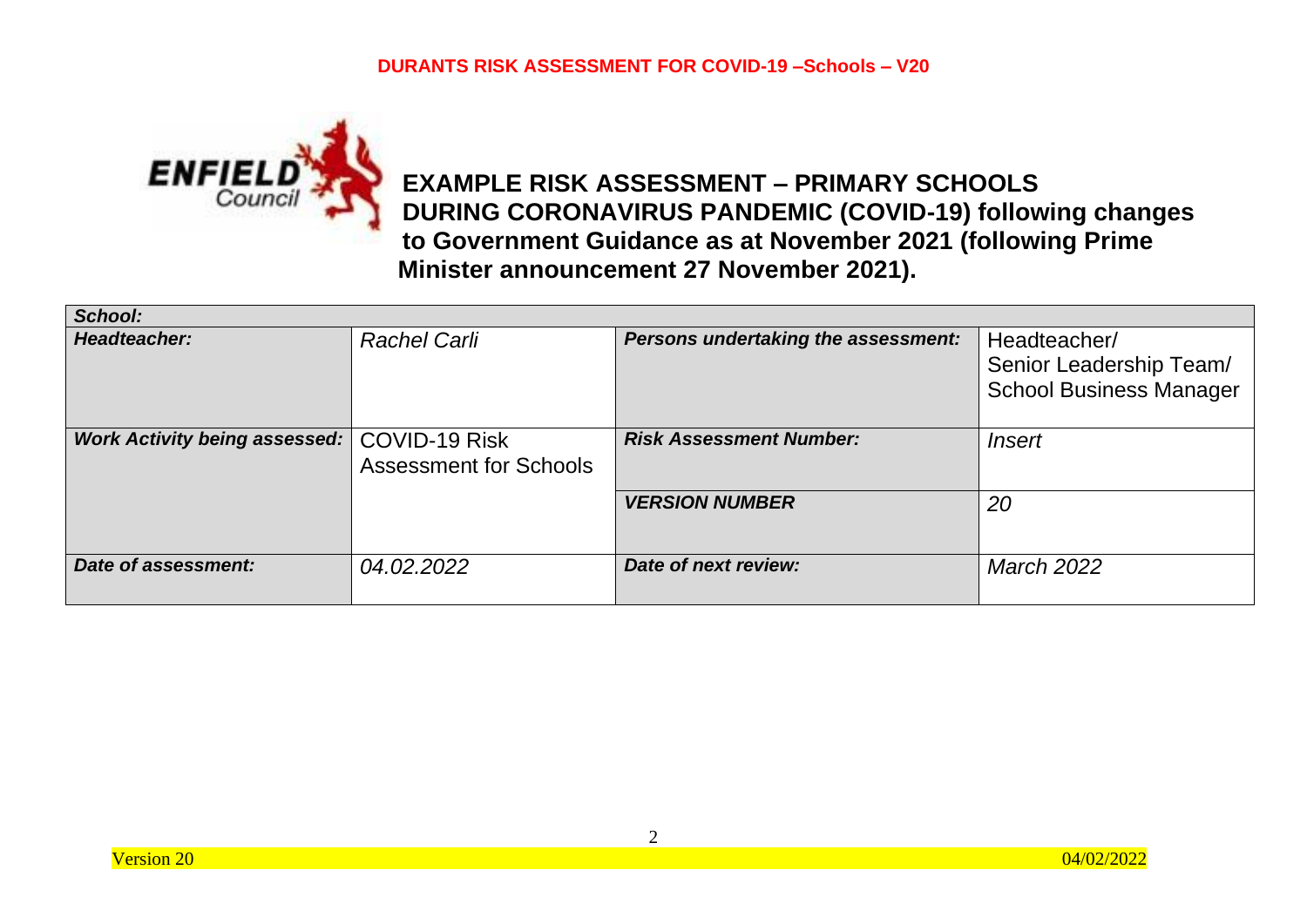# EXAMPLE RISK ASSESSMENT – PRIMARY SCHOOLS DURING CORONAVIRUS PANDEMIC (COVID-19) following changes to Government Guidance as at November 2021 (following Prime Minister announcement 27 November 2021).

| ***School:*** | | | |
|---|---|---|---|
| ***Headteacher:*** | *Rachel Carli* | ***Persons undertaking the assessment:*** | Headteacher/ Senior Leadership Team/ School Business Manager |
| ***Work Activity being assessed:*** | COVID-19 Risk Assessment for Schools | ***Risk Assessment Number:*** | *Insert* |
| | | ***VERSION NUMBER*** | *20* |
| ***Date of assessment:*** | *04.02.2022* | ***Date of next review:*** | *March 2022* |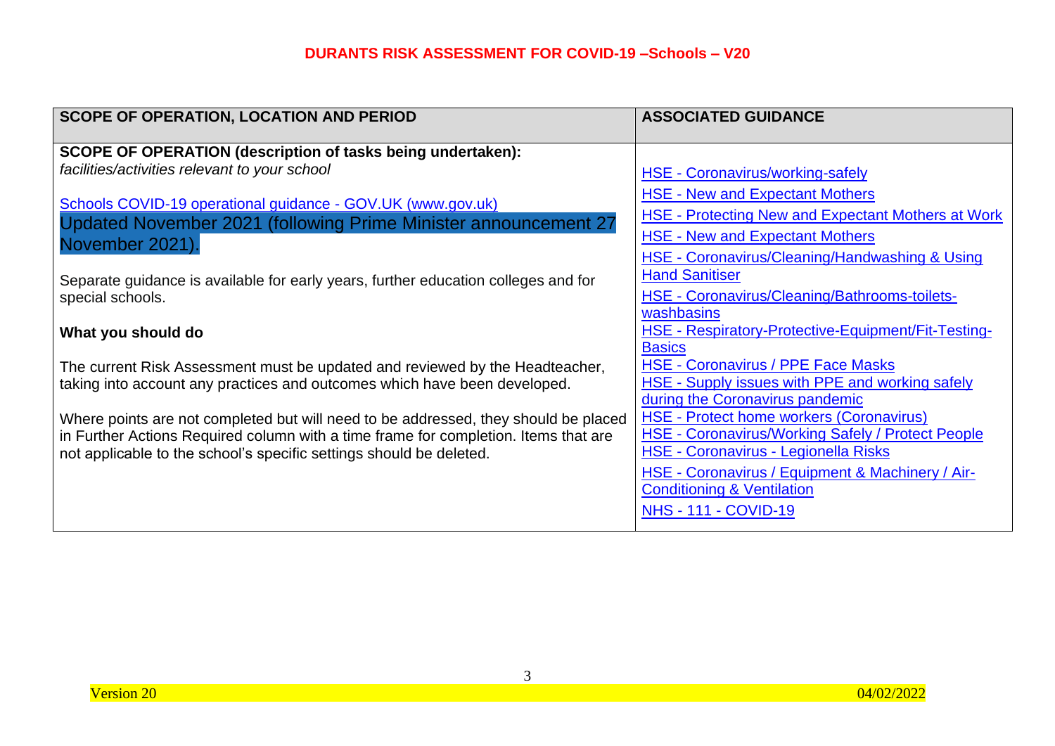## DURANTS RISK ASSESSMENT FOR COVID-19 –Schools – V20

| SCOPE OF OPERATION, LOCATION AND PERIOD | ASSOCIATED GUIDANCE |
|---|---|
| **SCOPE OF OPERATION (description of tasks being undertaken):**<br>*facilities/activities relevant to your school*<br><br>Schools COVID-19 operational guidance - GOV.UK (www.gov.uk)<br>Updated November 2021 (following Prime Minister announcement 27 November 2021).<br><br>Separate guidance is available for early years, further education colleges and for special schools.<br><br>**What you should do**<br><br>The current Risk Assessment must be updated and reviewed by the Headteacher, taking into account any practices and outcomes which have been developed.<br><br>Where points are not completed but will need to be addressed, they should be placed in Further Actions Required column with a time frame for completion. Items that are not applicable to the school's specific settings should be deleted. | HSE - Coronavirus/working-safely<br>HSE - New and Expectant Mothers<br>HSE - Protecting New and Expectant Mothers at Work<br>HSE - New and Expectant Mothers<br>HSE - Coronavirus/Cleaning/Handwashing & Using Hand Sanitiser<br>HSE - Coronavirus/Cleaning/Bathrooms-toilets-washbasins<br>HSE - Respiratory-Protective-Equipment/Fit-Testing-Basics<br>HSE - Coronavirus / PPE Face Masks<br>HSE - Supply issues with PPE and working safely during the Coronavirus pandemic<br>HSE - Protect home workers (Coronavirus)<br>HSE - Coronavirus/Working Safely / Protect People<br>HSE - Coronavirus - Legionella Risks<br>HSE - Coronavirus / Equipment & Machinery / Air-Conditioning & Ventilation<br>NHS - 111 - COVID-19 |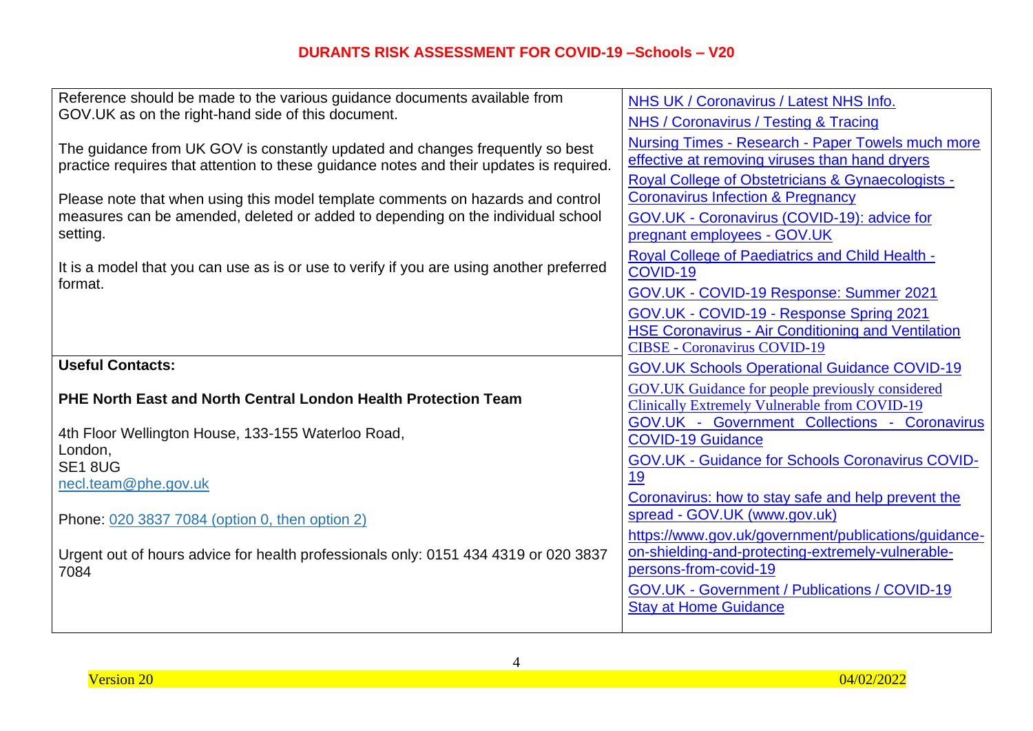| | |
|---|---|
| Reference should be made to the various guidance documents available from GOV.UK as on the right-hand side of this document.<br><br>The guidance from UK GOV is constantly updated and changes frequently so best practice requires that attention to these guidance notes and their updates is required.<br><br>Please note that when using this model template comments on hazards and control measures can be amended, deleted or added to depending on the individual school setting.<br><br>It is a model that you can use as is or use to verify if you are using another preferred format. | NHS UK / Coronavirus / Latest NHS Info.<br>NHS / Coronavirus / Testing & Tracing<br>Nursing Times - Research - Paper Towels much more effective at removing viruses than hand dryers<br>Royal College of Obstetricians & Gynaecologists - Coronavirus Infection & Pregnancy<br>GOV.UK - Coronavirus (COVID-19): advice for pregnant employees - GOV.UK<br>Royal College of Paediatrics and Child Health - COVID-19<br>GOV.UK - COVID-19 Response: Summer 2021<br>GOV.UK - COVID-19 - Response Spring 2021<br>HSE Coronavirus - Air Conditioning and Ventilation<br>CIBSE - Coronavirus COVID-19 |
| **Useful Contacts:**<br><br>**PHE North East and North Central London Health Protection Team**<br><br>4th Floor Wellington House, 133-155 Waterloo Road,<br>London,<br>SE1 8UG<br>necl.team@phe.gov.uk<br><br>Phone: 020 3837 7084 (option 0, then option 2)<br><br>Urgent out of hours advice for health professionals only: 0151 434 4319 or 020 3837 7084 | GOV.UK Schools Operational Guidance COVID-19<br>GOV.UK Guidance for people previously considered Clinically Extremely Vulnerable from COVID-19<br>GOV.UK - Government Collections - Coronavirus COVID-19 Guidance<br>GOV.UK - Guidance for Schools Coronavirus COVID-19<br>Coronavirus: how to stay safe and help prevent the spread - GOV.UK (www.gov.uk)<br>https://www.gov.uk/government/publications/guidance-on-shielding-and-protecting-extremely-vulnerable-persons-from-covid-19<br>GOV.UK - Government / Publications / COVID-19 Stay at Home Guidance |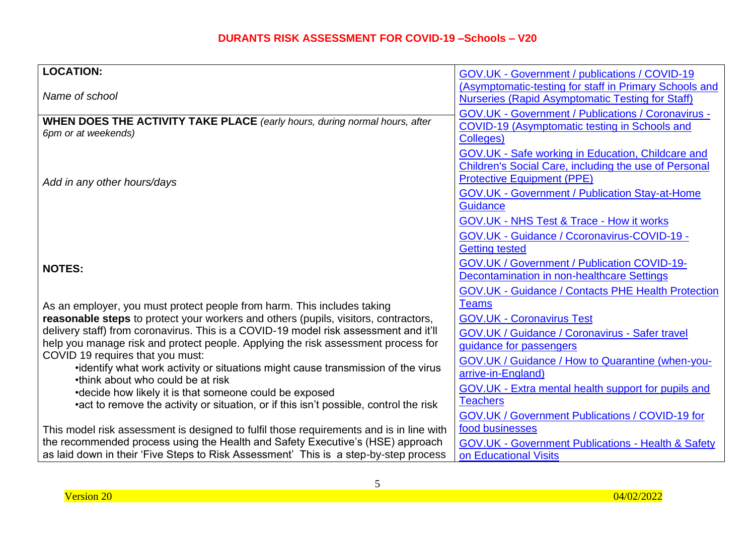# DURANTS RISK ASSESSMENT FOR COVID-19 –Schools – V20

| **LOCATION:**<br><br>*Name of school*<br><br>**WHEN DOES THE ACTIVITY TAKE PLACE** *(early hours, during normal hours, after 6pm or at weekends)*<br><br>*Add in any other hours/days*<br><br>**NOTES:**<br><br>As an employer, you must protect people from harm. This includes taking **reasonable steps** to protect your workers and others (pupils, visitors, contractors, delivery staff) from coronavirus. This is a COVID-19 model risk assessment and it'll help you manage risk and protect people. Applying the risk assessment process for COVID 19 requires that you must:<br>•identify what work activity or situations might cause transmission of the virus<br>•think about who could be at risk<br>•decide how likely it is that someone could be exposed<br>•act to remove the activity or situation, or if this isn't possible, control the risk<br><br>This model risk assessment is designed to fulfil those requirements and is in line with the recommended process using the Health and Safety Executive's (HSE) approach as laid down in their 'Five Steps to Risk Assessment' This is a step-by-step process | GOV.UK - Government / publications / COVID-19 (Asymptomatic-testing for staff in Primary Schools and Nurseries (Rapid Asymptomatic Testing for Staff)<br>GOV.UK - Government / Publications / Coronavirus - COVID-19 (Asymptomatic testing in Schools and Colleges)<br>GOV.UK - Safe working in Education, Childcare and Children's Social Care, including the use of Personal Protective Equipment (PPE)<br>GOV.UK - Government / Publication Stay-at-Home Guidance<br>GOV.UK - NHS Test & Trace - How it works<br>GOV.UK - Guidance / Ccoronavirus-COVID-19 - Getting tested<br>GOV.UK / Government / Publication COVID-19-Decontamination in non-healthcare Settings<br>GOV.UK - Guidance / Contacts PHE Health Protection Teams<br>GOV.UK - Coronavirus Test<br>GOV.UK / Guidance / Coronavirus - Safer travel guidance for passengers<br>GOV.UK / Guidance / How to Quarantine (when-you-arrive-in-England)<br>GOV.UK - Extra mental health support for pupils and Teachers<br>GOV.UK / Government Publications / COVID-19 for food businesses<br>GOV.UK - Government Publications - Health & Safety on Educational Visits |
|---|---|

Version 20 04/02/2022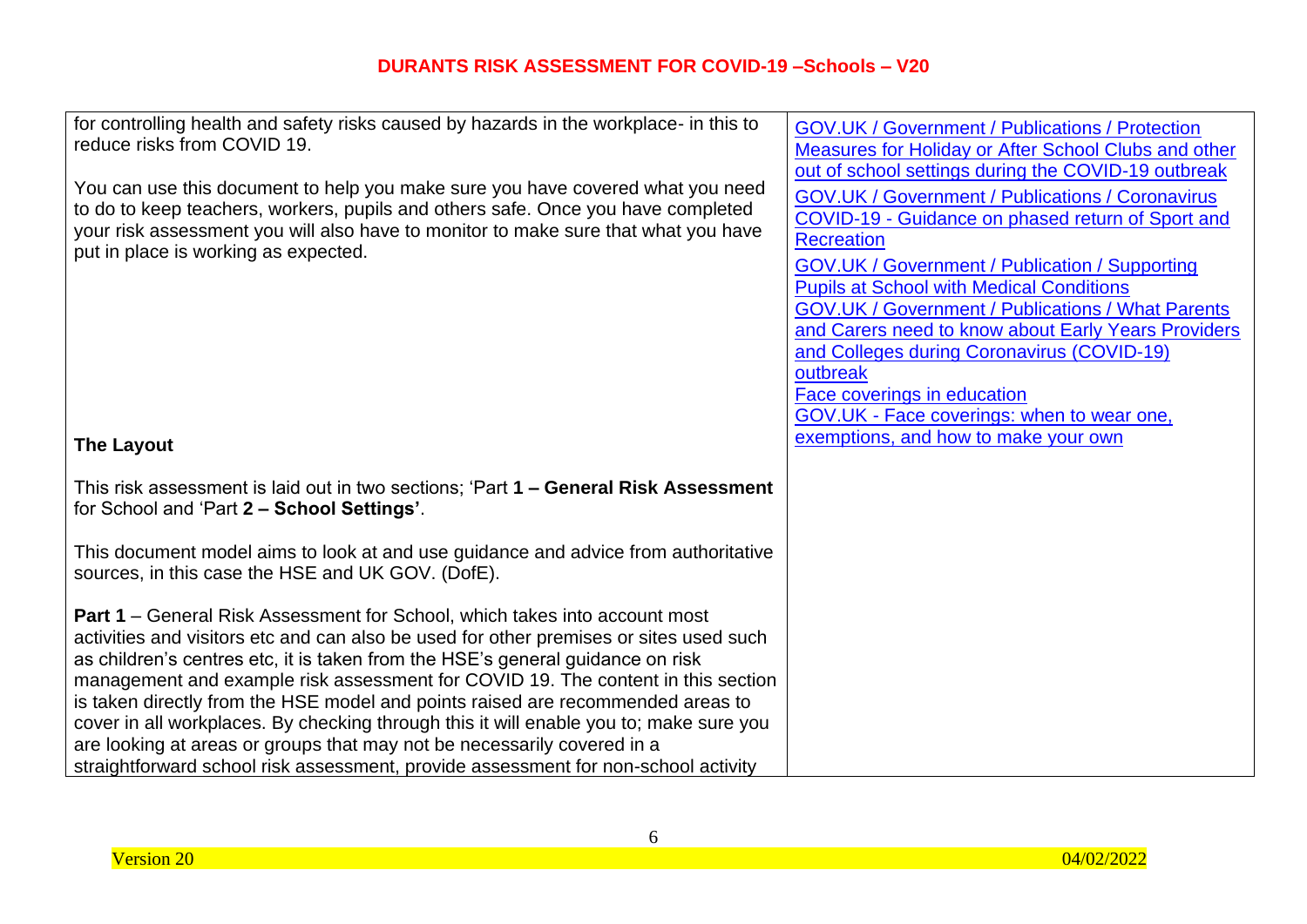| | |
|---|---|
| for controlling health and safety risks caused by hazards in the workplace- in this to reduce risks from COVID 19.<br><br>You can use this document to help you make sure you have covered what you need to do to keep teachers, workers, pupils and others safe. Once you have completed your risk assessment you will also have to monitor to make sure that what you have put in place is working as expected.<br><br>**The Layout**<br><br>This risk assessment is laid out in two sections; 'Part **1 – General Risk Assessment** for School and 'Part **2 – School Settings'**.<br><br>This document model aims to look at and use guidance and advice from authoritative sources, in this case the HSE and UK GOV. (DofE).<br><br>**Part 1** – General Risk Assessment for School, which takes into account most activities and visitors etc and can also be used for other premises or sites used such as children's centres etc, it is taken from the HSE's general guidance on risk management and example risk assessment for COVID 19. The content in this section is taken directly from the HSE model and points raised are recommended areas to cover in all workplaces. By checking through this it will enable you to; make sure you are looking at areas or groups that may not be necessarily covered in a straightforward school risk assessment, provide assessment for non-school activity | GOV.UK / Government / Publications / Protection Measures for Holiday or After School Clubs and other out of school settings during the COVID-19 outbreak<br>GOV.UK / Government / Publications / Coronavirus COVID-19 - Guidance on phased return of Sport and Recreation<br>GOV.UK / Government / Publication / Supporting Pupils at School with Medical Conditions<br>GOV.UK / Government / Publications / What Parents and Carers need to know about Early Years Providers and Colleges during Coronavirus (COVID-19) outbreak<br>Face coverings in education<br>GOV.UK - Face coverings: when to wear one, exemptions, and how to make your own |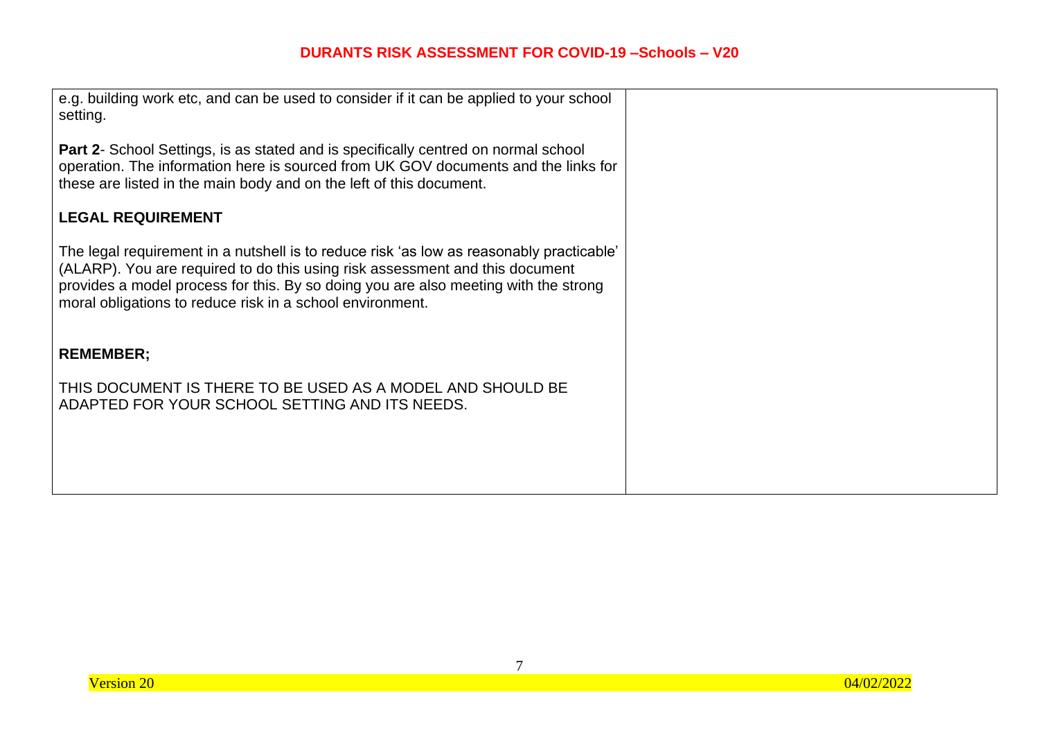e.g. building work etc, and can be used to consider if it can be applied to your school setting.

**Part 2**- School Settings, is as stated and is specifically centred on normal school operation. The information here is sourced from UK GOV documents and the links for these are listed in the main body and on the left of this document.

**LEGAL REQUIREMENT**

The legal requirement in a nutshell is to reduce risk 'as low as reasonably practicable' (ALARP). You are required to do this using risk assessment and this document provides a model process for this. By so doing you are also meeting with the strong moral obligations to reduce risk in a school environment.

**REMEMBER;**

THIS DOCUMENT IS THERE TO BE USED AS A MODEL AND SHOULD BE ADAPTED FOR YOUR SCHOOL SETTING AND ITS NEEDS.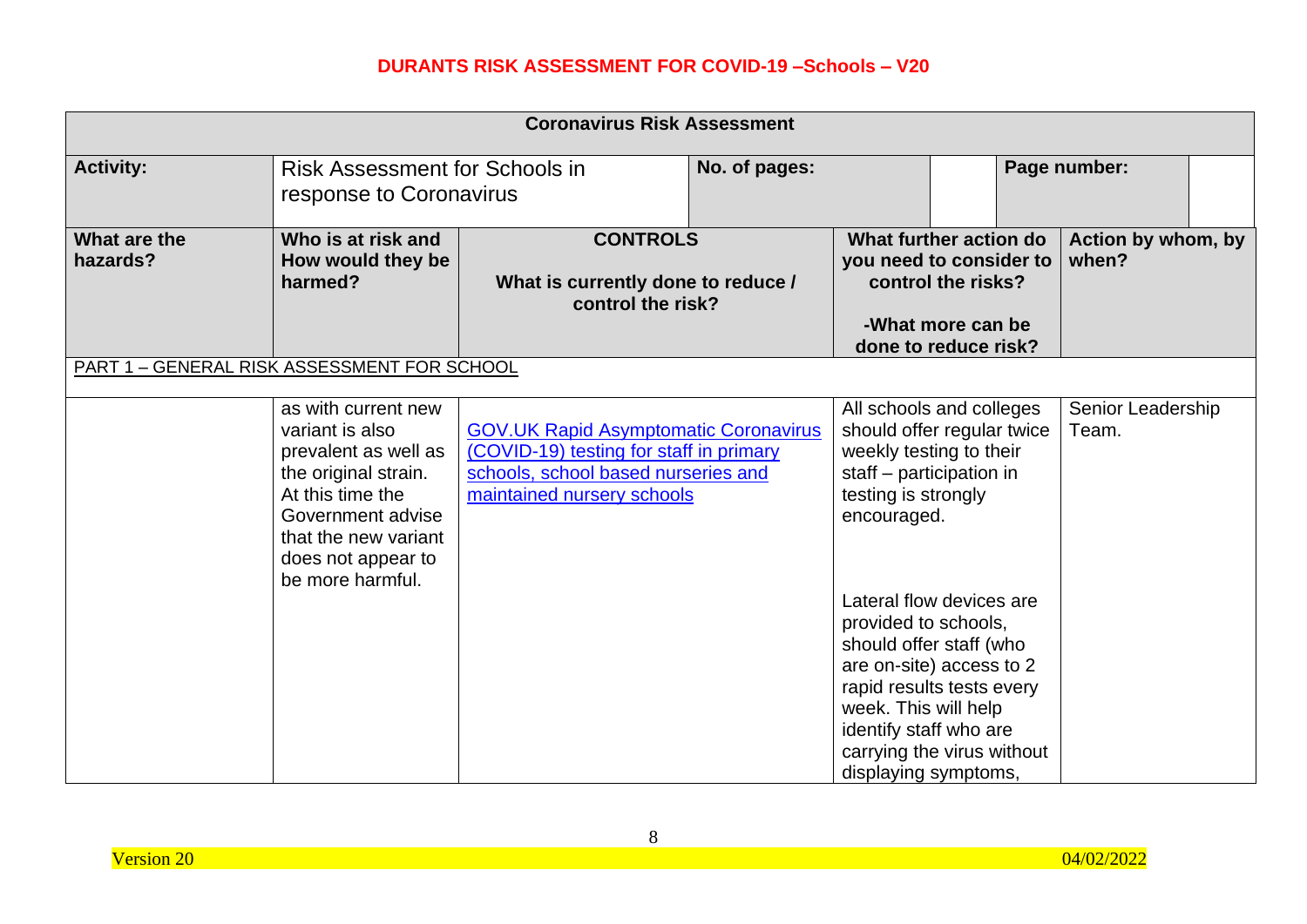**DURANTS RISK ASSESSMENT FOR COVID-19 –Schools – V20**

| Coronavirus Risk Assessment | | | | | | |
|---|---|---|---|---|---|---|
| **Activity:** | Risk Assessment for Schools in response to Coronavirus | | **No. of pages:** | | **Page number:** | |
| **What are the hazards?** | **Who is at risk and How would they be harmed?** | **CONTROLS**<br><br>**What is currently done to reduce / control the risk?** | | **What further action do you need to consider to control the risks?**<br><br>**-What more can be done to reduce risk?** | **Action by whom, by when?** | |
| PART 1 – GENERAL RISK ASSESSMENT FOR SCHOOL | | | | | | |
| | as with current new variant is also prevalent as well as the original strain. At this time the Government advise that the new variant does not appear to be more harmful. | [GOV.UK Rapid Asymptomatic Coronavirus (COVID-19) testing for staff in primary schools, school based nurseries and maintained nursery schools]() | | All schools and colleges should offer regular twice weekly testing to their staff – participation in testing is strongly encouraged.<br><br>Lateral flow devices are provided to schools, should offer staff (who are on-site) access to 2 rapid results tests every week. This will help identify staff who are carrying the virus without displaying symptoms, | Senior Leadership Team. | |

Version 20 04/02/2022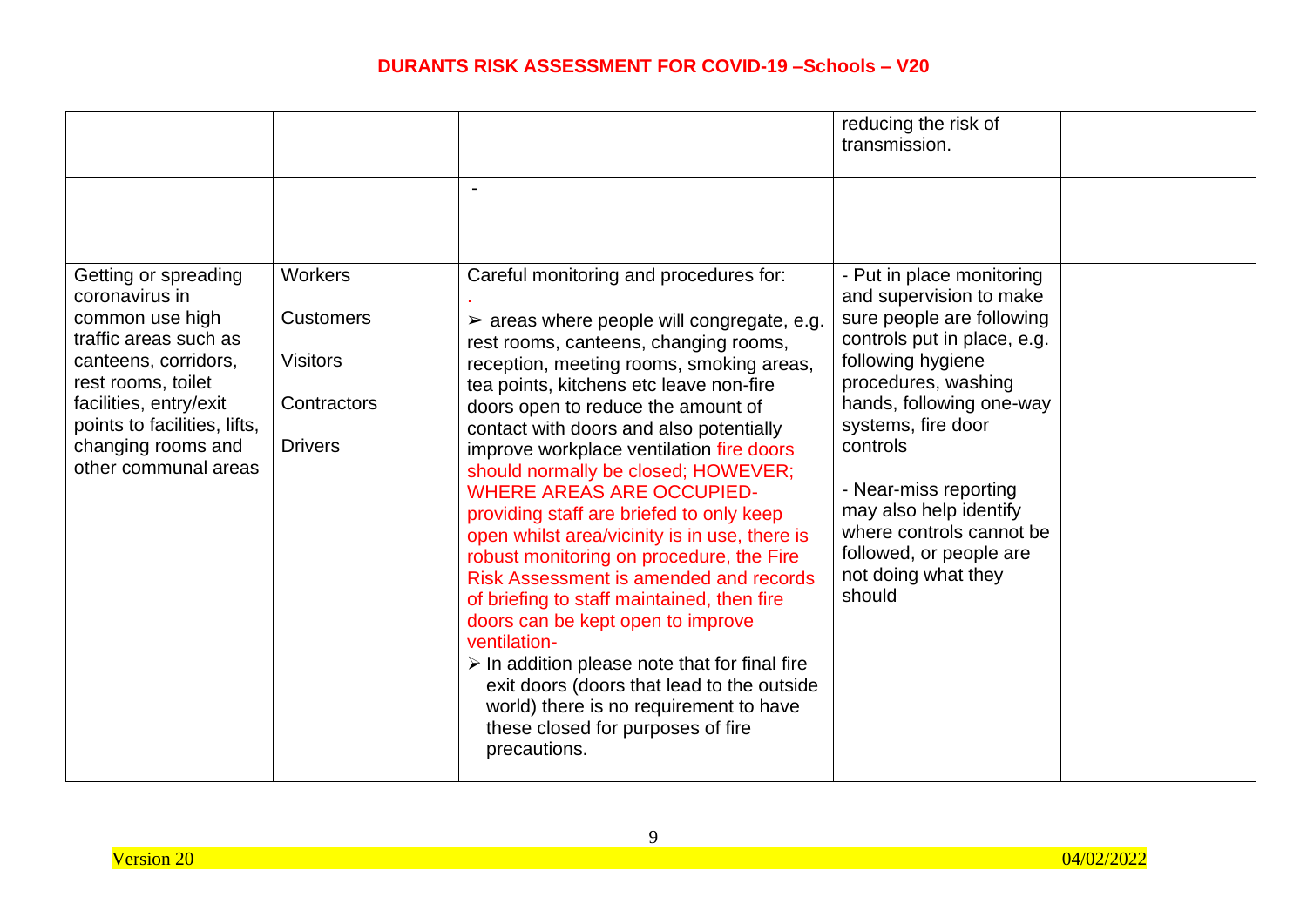| | | | | |
|---|---|---|---|---|
| | | | reducing the risk of transmission. | |
| | | - | | |
| Getting or spreading coronavirus in common use high traffic areas such as canteens, corridors, rest rooms, toilet facilities, entry/exit points to facilities, lifts, changing rooms and other communal areas | Workers<br><br>Customers<br><br>Visitors<br><br>Contractors<br><br>Drivers | Careful monitoring and procedures for:<br>.<br>➢ areas where people will congregate, e.g. rest rooms, canteens, changing rooms, reception, meeting rooms, smoking areas, tea points, kitchens etc leave non-fire doors open to reduce the amount of contact with doors and also potentially improve workplace ventilation fire doors should normally be closed; HOWEVER; WHERE AREAS ARE OCCUPIED- providing staff are briefed to only keep open whilst area/vicinity is in use, there is robust monitoring on procedure, the Fire Risk Assessment is amended and records of briefing to staff maintained, then fire doors can be kept open to improve ventilation-<br>➢ In addition please note that for final fire exit doors (doors that lead to the outside world) there is no requirement to have these closed for purposes of fire precautions. | - Put in place monitoring and supervision to make sure people are following controls put in place, e.g. following hygiene procedures, washing hands, following one-way systems, fire door controls<br><br>- Near-miss reporting may also help identify where controls cannot be followed, or people are not doing what they should | |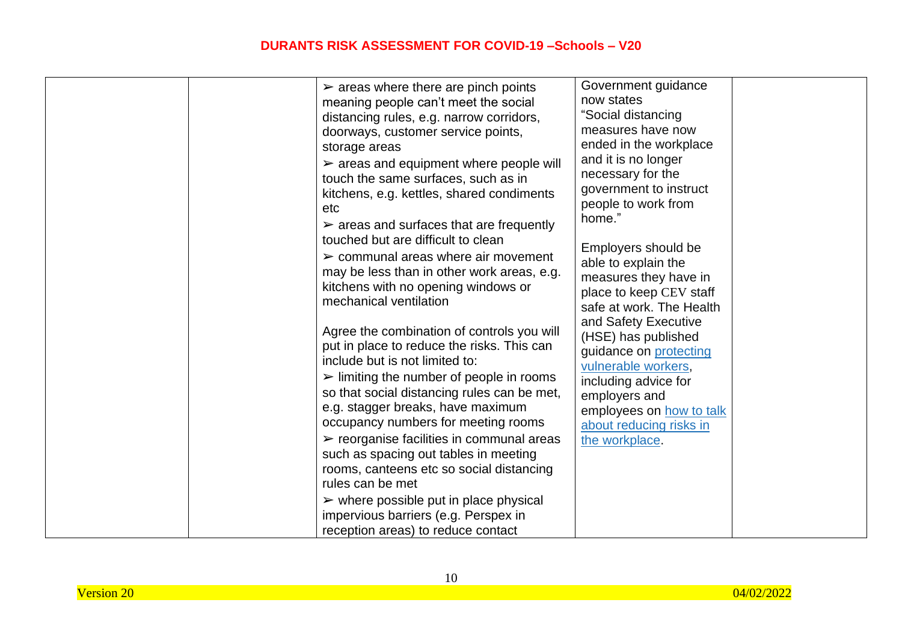| | | | | |
|---|---|---|---|---|
| | | ➢ areas where there are pinch points meaning people can't meet the social distancing rules, e.g. narrow corridors, doorways, customer service points, storage areas<br>➢ areas and equipment where people will touch the same surfaces, such as in kitchens, e.g. kettles, shared condiments etc<br>➢ areas and surfaces that are frequently touched but are difficult to clean<br>➢ communal areas where air movement may be less than in other work areas, e.g. kitchens with no opening windows or mechanical ventilation<br><br>Agree the combination of controls you will put in place to reduce the risks. This can include but is not limited to:<br>➢ limiting the number of people in rooms so that social distancing rules can be met, e.g. stagger breaks, have maximum occupancy numbers for meeting rooms<br>➢ reorganise facilities in communal areas such as spacing out tables in meeting rooms, canteens etc so social distancing rules can be met<br>➢ where possible put in place physical impervious barriers (e.g. Perspex in reception areas) to reduce contact | Government guidance now states "Social distancing measures have now ended in the workplace and it is no longer necessary for the government to instruct people to work from home."<br><br>Employers should be able to explain the measures they have in place to keep CEV staff safe at work. The Health and Safety Executive (HSE) has published guidance on protecting vulnerable workers, including advice for employers and employees on how to talk about reducing risks in the workplace. | |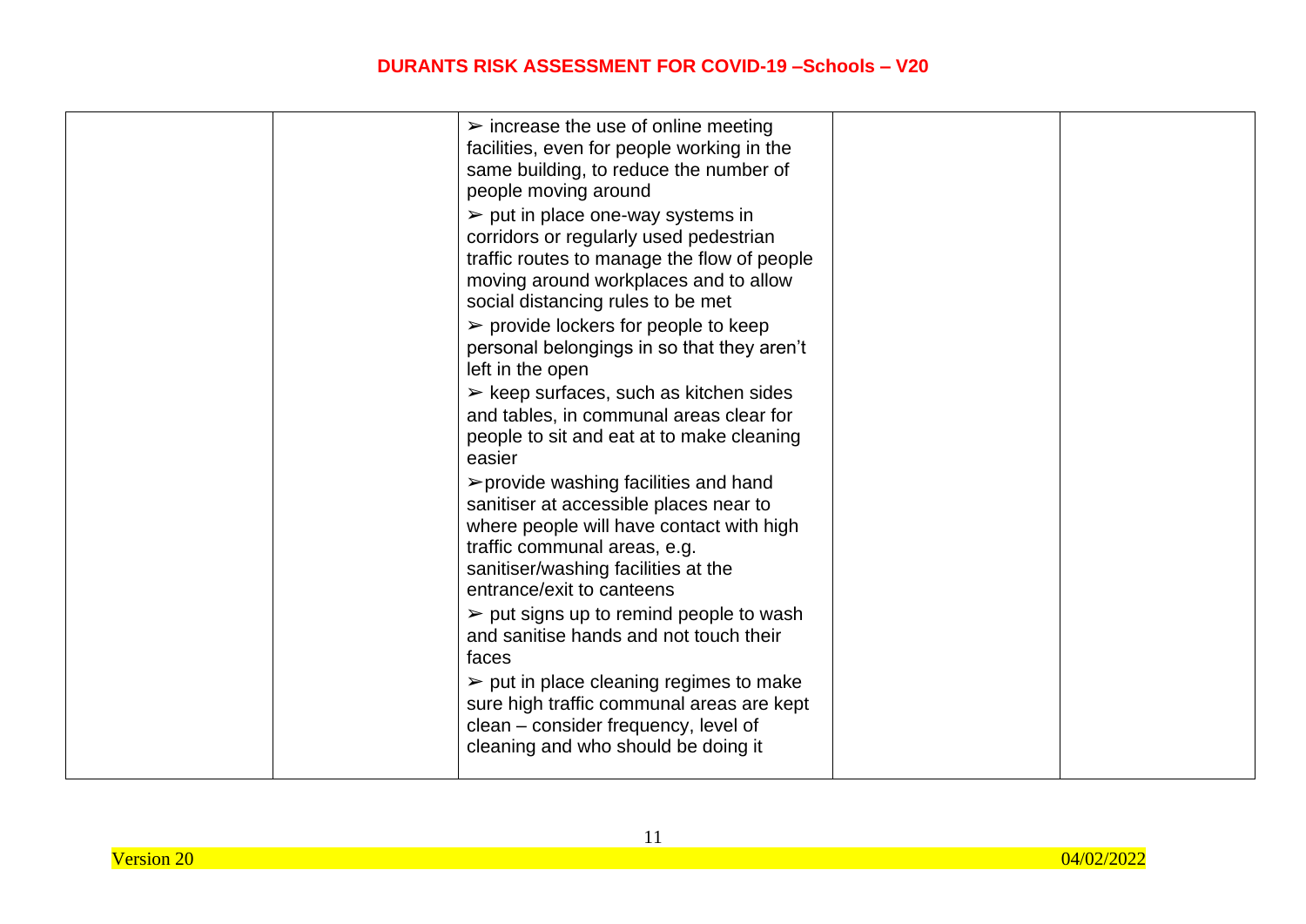| | | | | |
|---|---|---|---|---|
| | | ➢ increase the use of online meeting facilities, even for people working in the same building, to reduce the number of people moving around<br>➢ put in place one-way systems in corridors or regularly used pedestrian traffic routes to manage the flow of people moving around workplaces and to allow social distancing rules to be met<br>➢ provide lockers for people to keep personal belongings in so that they aren't left in the open<br>➢ keep surfaces, such as kitchen sides and tables, in communal areas clear for people to sit and eat at to make cleaning easier<br>➢provide washing facilities and hand sanitiser at accessible places near to where people will have contact with high traffic communal areas, e.g. sanitiser/washing facilities at the entrance/exit to canteens<br>➢ put signs up to remind people to wash and sanitise hands and not touch their faces<br>➢ put in place cleaning regimes to make sure high traffic communal areas are kept clean – consider frequency, level of cleaning and who should be doing it | | |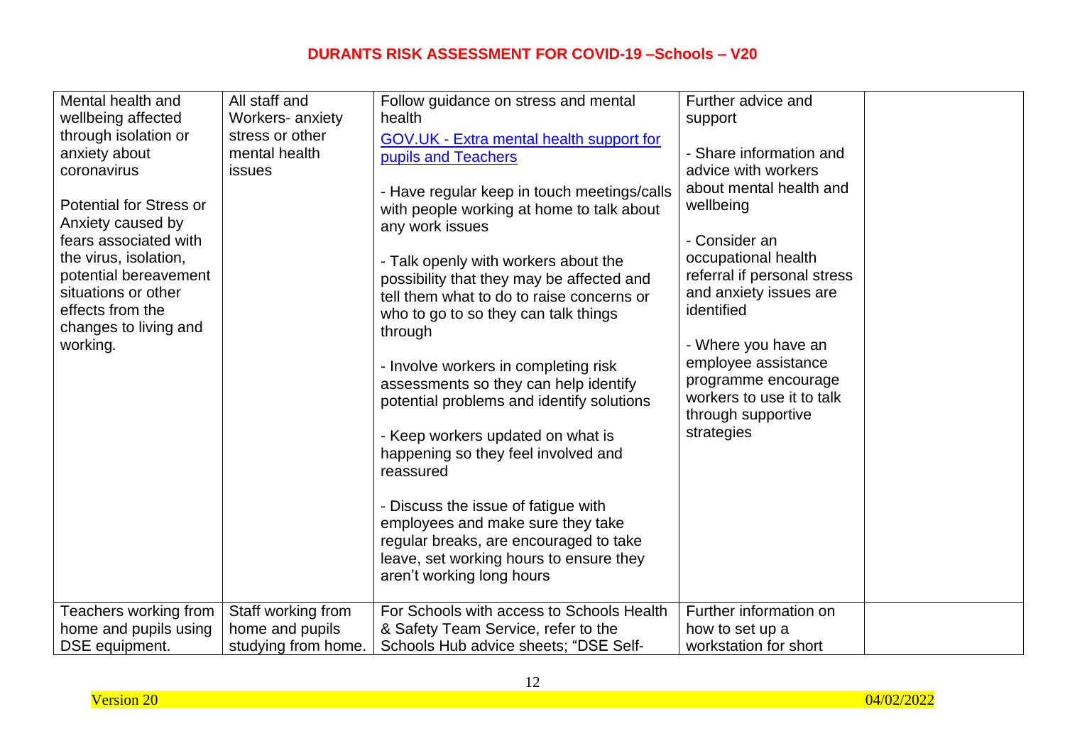| | | | | |
|---|---|---|---|---|
| Mental health and wellbeing affected through isolation or anxiety about coronavirus<br><br>Potential for Stress or Anxiety caused by fears associated with the virus, isolation, potential bereavement situations or other effects from the changes to living and working. | All staff and Workers- anxiety stress or other mental health issues | Follow guidance on stress and mental health<br>[GOV.UK - Extra mental health support for pupils and Teachers]<br><br>- Have regular keep in touch meetings/calls with people working at home to talk about any work issues<br><br>- Talk openly with workers about the possibility that they may be affected and tell them what to do to raise concerns or who to go to so they can talk things through<br><br>- Involve workers in completing risk assessments so they can help identify potential problems and identify solutions<br><br>- Keep workers updated on what is happening so they feel involved and reassured<br><br>- Discuss the issue of fatigue with employees and make sure they take regular breaks, are encouraged to take leave, set working hours to ensure they aren't working long hours | Further advice and support<br><br>- Share information and advice with workers about mental health and wellbeing<br><br>- Consider an occupational health referral if personal stress and anxiety issues are identified<br><br>- Where you have an employee assistance programme encourage workers to use it to talk through supportive strategies | |
| Teachers working from home and pupils using DSE equipment. | Staff working from home and pupils studying from home. | For Schools with access to Schools Health & Safety Team Service, refer to the Schools Hub advice sheets; "DSE Self- | Further information on how to set up a workstation for short | |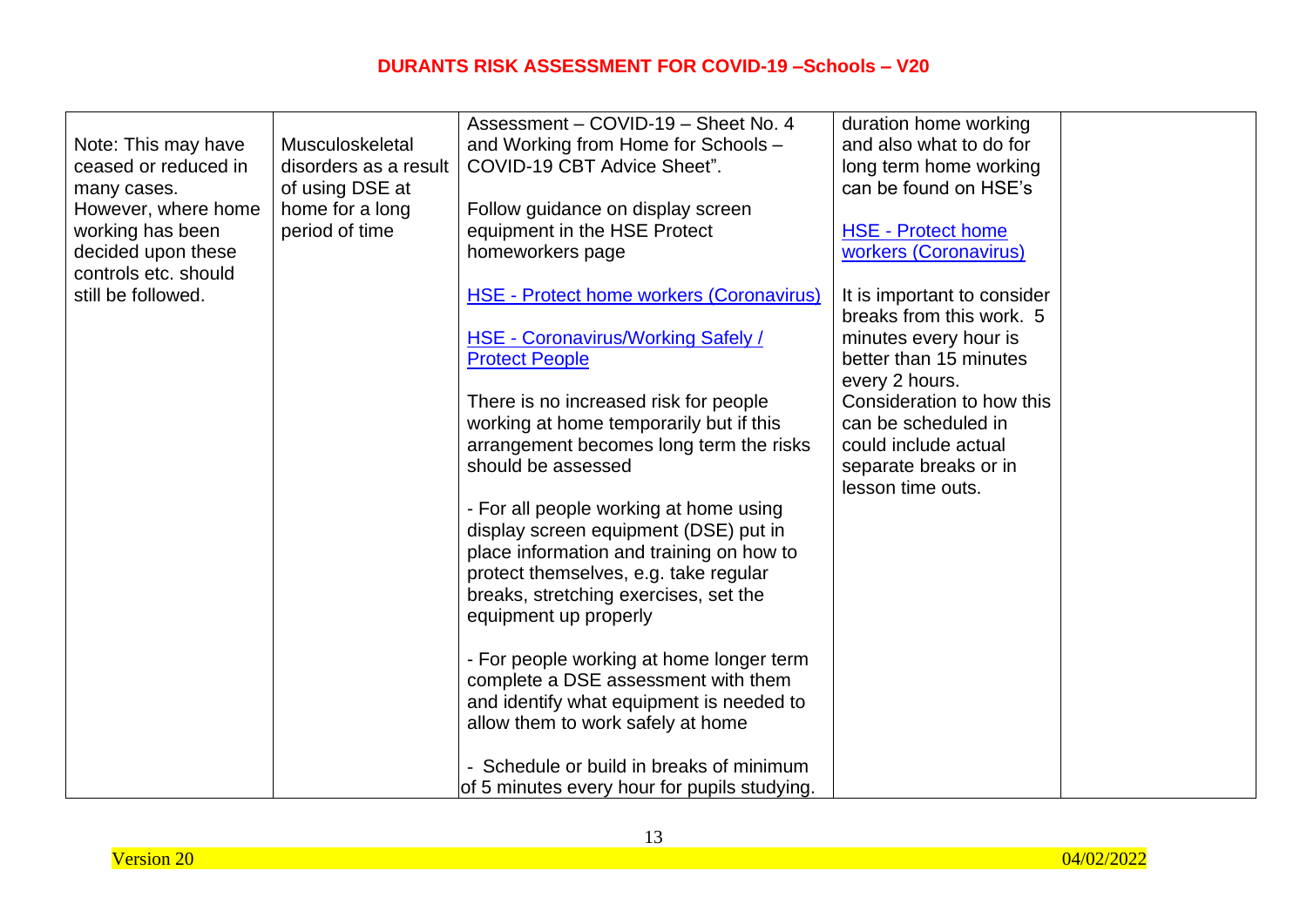| | | | | |
|---|---|---|---|---|
| Note: This may have ceased or reduced in many cases. However, where home working has been decided upon these controls etc. should still be followed. | Musculoskeletal disorders as a result of using DSE at home for a long period of time | Assessment – COVID-19 – Sheet No. 4 and Working from Home for Schools – COVID-19 CBT Advice Sheet".<br><br>Follow guidance on display screen equipment in the HSE Protect homeworkers page<br><br>HSE - Protect home workers (Coronavirus)<br><br>HSE - Coronavirus/Working Safely / Protect People<br><br>There is no increased risk for people working at home temporarily but if this arrangement becomes long term the risks should be assessed<br><br>- For all people working at home using display screen equipment (DSE) put in place information and training on how to protect themselves, e.g. take regular breaks, stretching exercises, set the equipment up properly<br><br>- For people working at home longer term complete a DSE assessment with them and identify what equipment is needed to allow them to work safely at home<br><br>- Schedule or build in breaks of minimum of 5 minutes every hour for pupils studying. | duration home working and also what to do for long term home working can be found on HSE's<br><br>HSE - Protect home workers (Coronavirus)<br><br>It is important to consider breaks from this work. 5 minutes every hour is better than 15 minutes every 2 hours. Consideration to how this can be scheduled in could include actual separate breaks or in lesson time outs. | |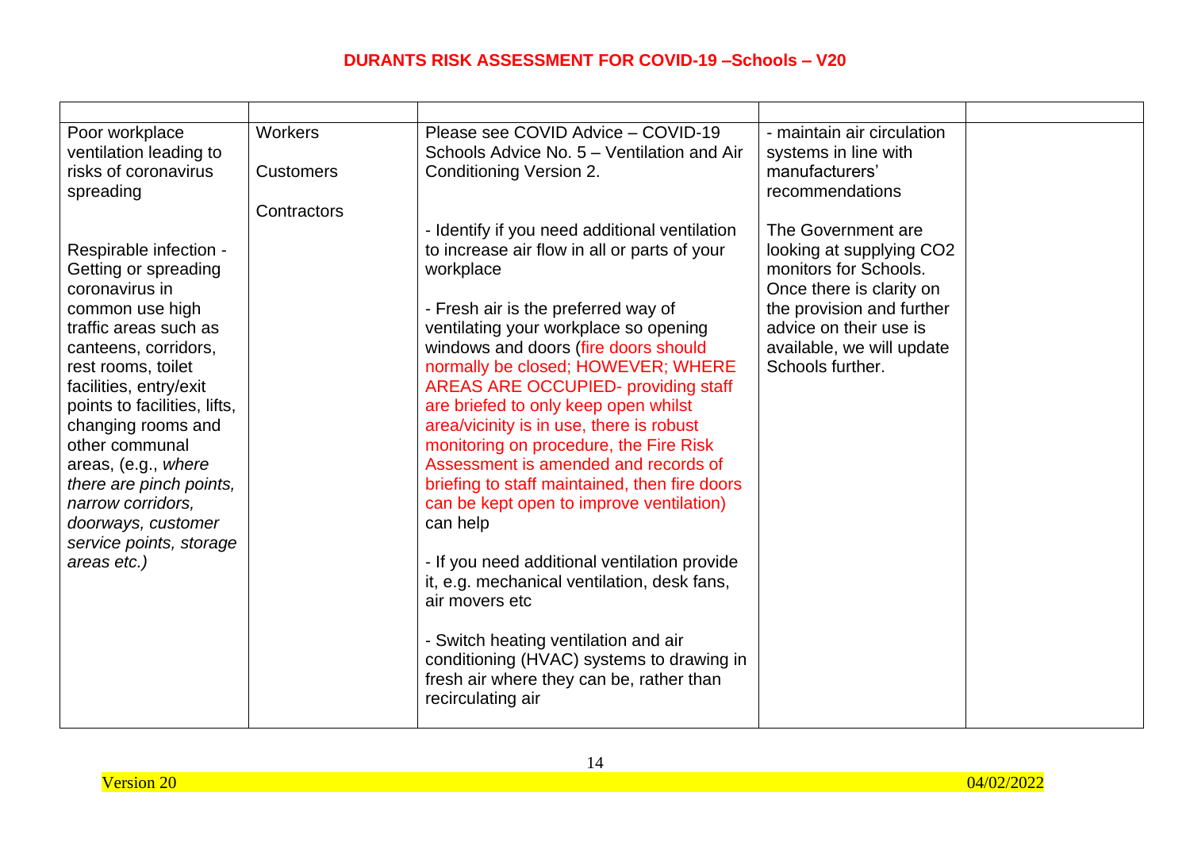| | | | | |
|---|---|---|---|---|
| Poor workplace ventilation leading to risks of coronavirus spreading<br><br>Respirable infection - Getting or spreading coronavirus in common use high traffic areas such as canteens, corridors, rest rooms, toilet facilities, entry/exit points to facilities, lifts, changing rooms and other communal areas, (e.g., *where there are pinch points, narrow corridors, doorways, customer service points, storage areas etc.)* | Workers<br><br>Customers<br><br>Contractors | Please see COVID Advice – COVID-19 Schools Advice No. 5 – Ventilation and Air Conditioning Version 2.<br><br>- Identify if you need additional ventilation to increase air flow in all or parts of your workplace<br><br>- Fresh air is the preferred way of ventilating your workplace so opening windows and doors (fire doors should normally be closed; HOWEVER; WHERE AREAS ARE OCCUPIED- providing staff are briefed to only keep open whilst area/vicinity is in use, there is robust monitoring on procedure, the Fire Risk Assessment is amended and records of briefing to staff maintained, then fire doors can be kept open to improve ventilation) can help<br><br>- If you need additional ventilation provide it, e.g. mechanical ventilation, desk fans, air movers etc<br><br>- Switch heating ventilation and air conditioning (HVAC) systems to drawing in fresh air where they can be, rather than recirculating air | - maintain air circulation systems in line with manufacturers' recommendations<br><br>The Government are looking at supplying $CO_2$ monitors for Schools. Once there is clarity on the provision and further advice on their use is available, we will update Schools further. | |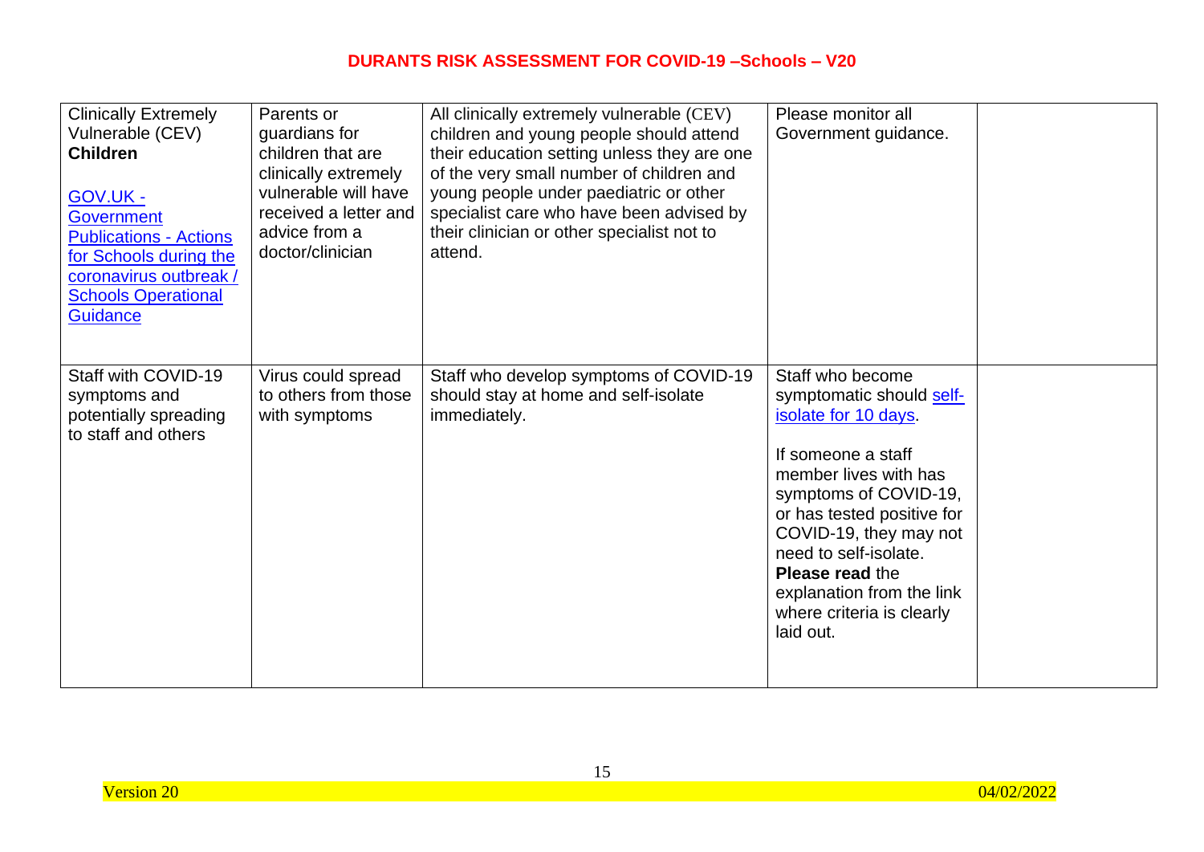| Clinically Extremely Vulnerable (CEV) **Children**<br><br>GOV.UK - Government Publications - Actions for Schools during the coronavirus outbreak / Schools Operational Guidance | Parents or guardians for children that are clinically extremely vulnerable will have received a letter and advice from a doctor/clinician | All clinically extremely vulnerable (CEV) children and young people should attend their education setting unless they are one of the very small number of children and young people under paediatric or other specialist care who have been advised by their clinician or other specialist not to attend. | Please monitor all Government guidance. | |
|---|---|---|---|---|
| Staff with COVID-19 symptoms and potentially spreading to staff and others | Virus could spread to others from those with symptoms | Staff who develop symptoms of COVID-19 should stay at home and self-isolate immediately. | Staff who become symptomatic should self-isolate for 10 days.<br><br>If someone a staff member lives with has symptoms of COVID-19, or has tested positive for COVID-19, they may not need to self-isolate. **Please read** the explanation from the link where criteria is clearly laid out. | |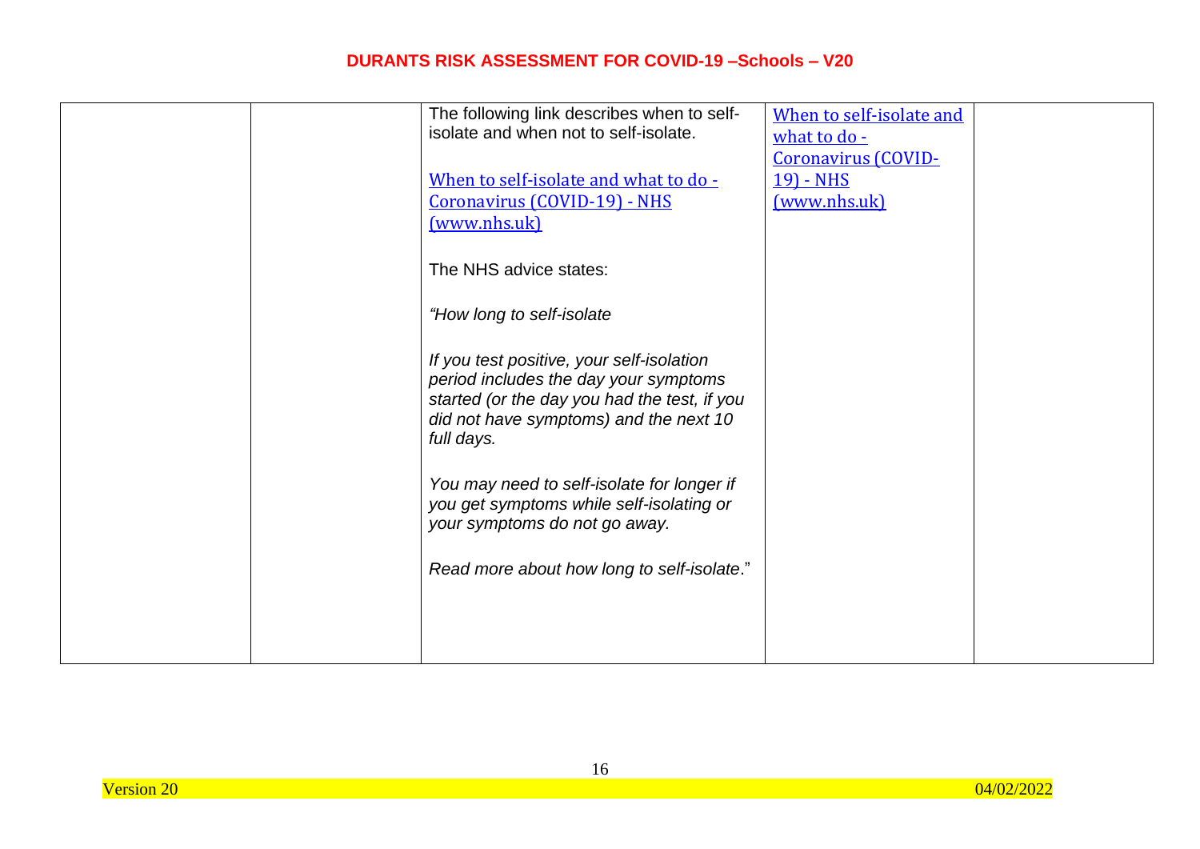| | | | | |
|---|---|---|---|---|
| | | The following link describes when to self-isolate and when not to self-isolate.<br><br>When to self-isolate and what to do - Coronavirus (COVID-19) - NHS (www.nhs.uk)<br><br>The NHS advice states:<br><br>*"How long to self-isolate*<br><br>*If you test positive, your self-isolation period includes the day your symptoms started (or the day you had the test, if you did not have symptoms) and the next 10 full days.*<br><br>*You may need to self-isolate for longer if you get symptoms while self-isolating or your symptoms do not go away.*<br><br>*Read more about how long to self-isolate*." | When to self-isolate and what to do - Coronavirus (COVID-19) - NHS (www.nhs.uk) | |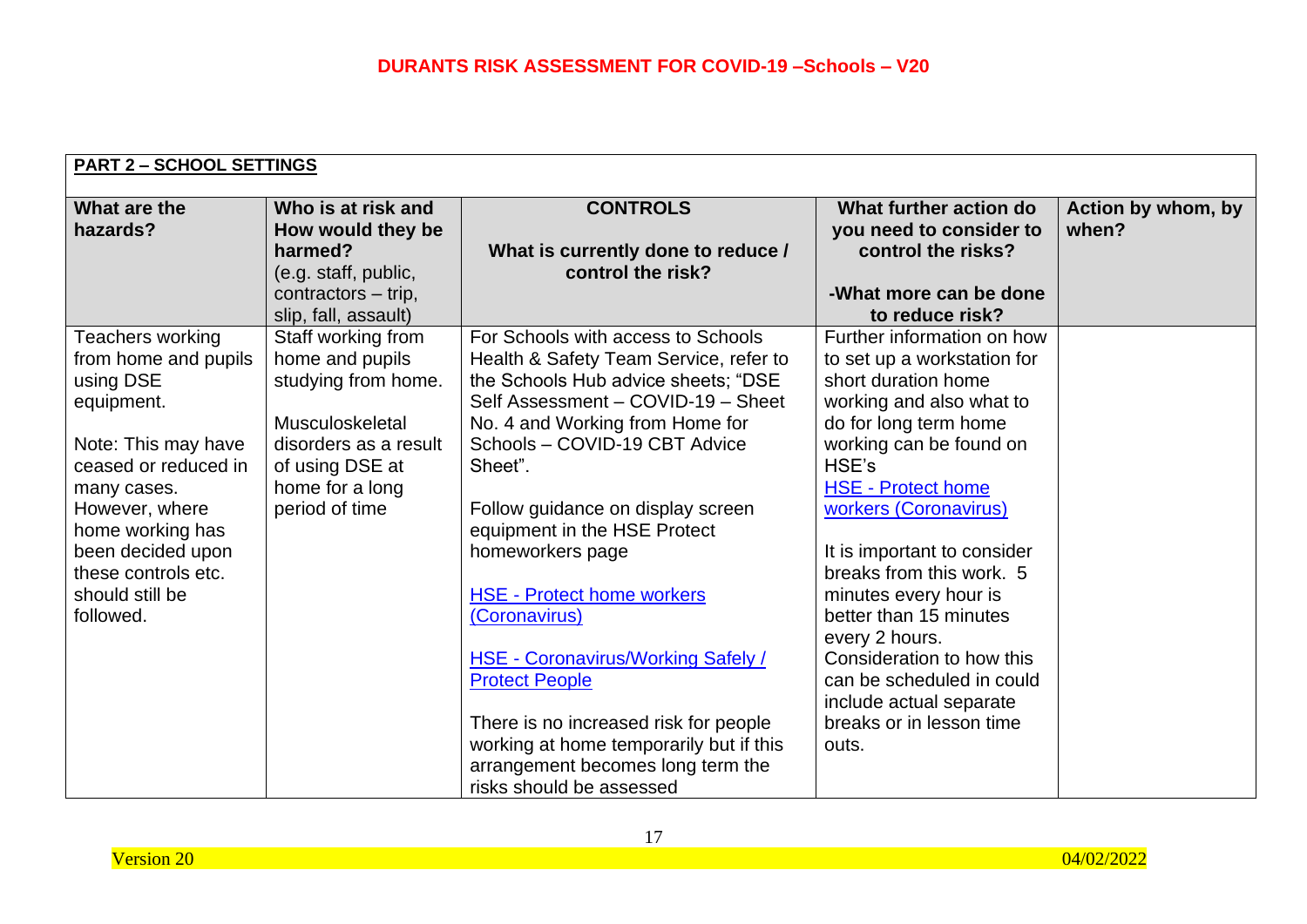| PART 2 – SCHOOL SETTINGS | | | | |
|---|---|---|---|---|
| **What are the hazards?** | **Who is at risk and How would they be harmed?** (e.g. staff, public, contractors – trip, slip, fall, assault) | **CONTROLS** **What is currently done to reduce / control the risk?** | **What further action do you need to consider to control the risks?** **-What more can be done to reduce risk?** | **Action by whom, by when?** |
| Teachers working from home and pupils using DSE equipment.<br><br>Note: This may have ceased or reduced in many cases. However, where home working has been decided upon these controls etc. should still be followed. | Staff working from home and pupils studying from home.<br><br>Musculoskeletal disorders as a result of using DSE at home for a long period of time | For Schools with access to Schools Health & Safety Team Service, refer to the Schools Hub advice sheets; "DSE Self Assessment – COVID-19 – Sheet No. 4 and Working from Home for Schools – COVID-19 CBT Advice Sheet".<br><br>Follow guidance on display screen equipment in the HSE Protect homeworkers page<br><br>[HSE - Protect home workers (Coronavirus)]<br><br>[HSE - Coronavirus/Working Safely / Protect People]<br><br>There is no increased risk for people working at home temporarily but if this arrangement becomes long term the risks should be assessed | Further information on how to set up a workstation for short duration home working and also what to do for long term home working can be found on HSE's [HSE - Protect home workers (Coronavirus)]<br><br>It is important to consider breaks from this work. 5 minutes every hour is better than 15 minutes every 2 hours. Consideration to how this can be scheduled in could include actual separate breaks or in lesson time outs. | |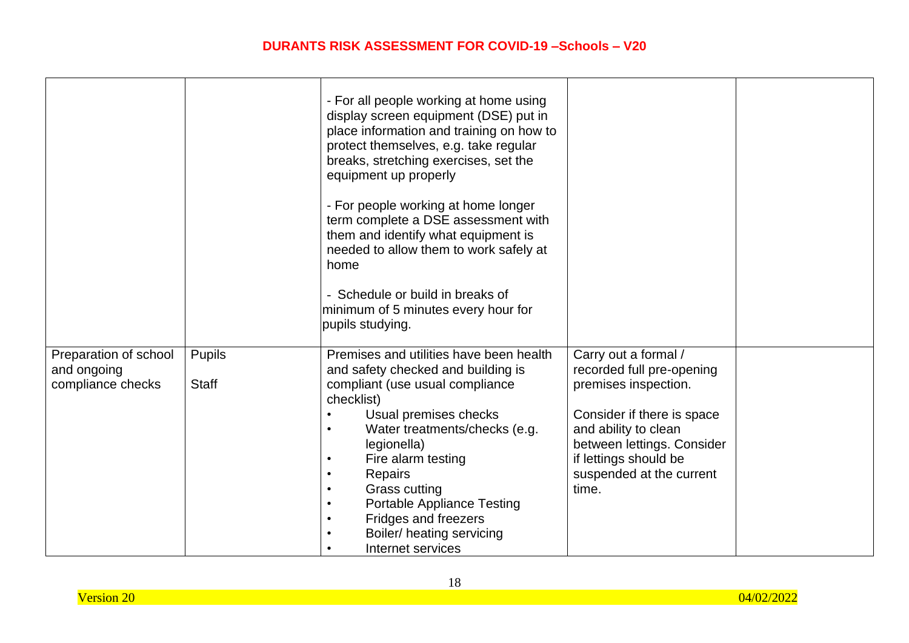| | | | | |
|---|---|---|---|---|
| | | - For all people working at home using display screen equipment (DSE) put in place information and training on how to protect themselves, e.g. take regular breaks, stretching exercises, set the equipment up properly<br><br>- For people working at home longer term complete a DSE assessment with them and identify what equipment is needed to allow them to work safely at home<br><br>- Schedule or build in breaks of minimum of 5 minutes every hour for pupils studying. | | |
| Preparation of school and ongoing compliance checks | Pupils<br><br>Staff | Premises and utilities have been health and safety checked and building is compliant (use usual compliance checklist)<br>• Usual premises checks<br>• Water treatments/checks (e.g. legionella)<br>• Fire alarm testing<br>• Repairs<br>• Grass cutting<br>• Portable Appliance Testing<br>• Fridges and freezers<br>• Boiler/ heating servicing<br>• Internet services | Carry out a formal / recorded full pre-opening premises inspection.<br><br>Consider if there is space and ability to clean between lettings. Consider if lettings should be suspended at the current time. | |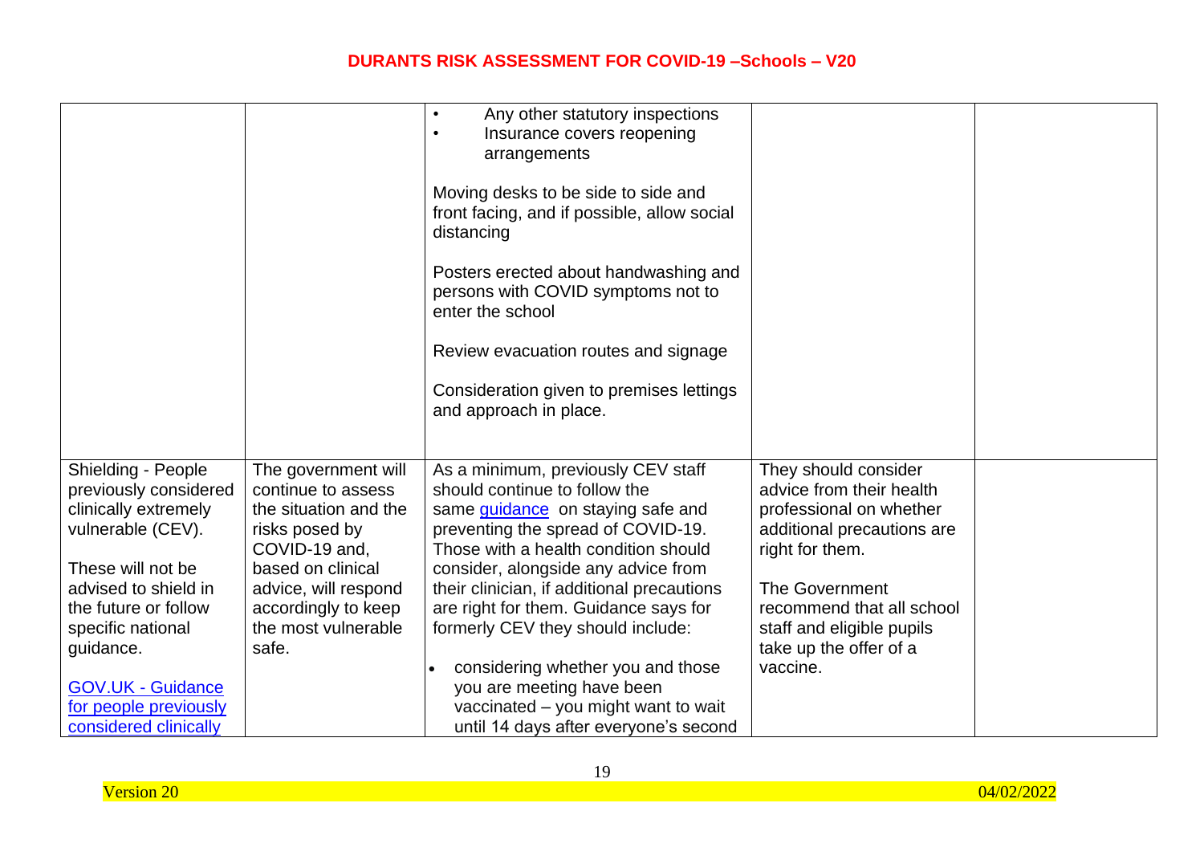| | | | | |
|---|---|---|---|---|
| | | • Any other statutory inspections<br>• Insurance covers reopening arrangements<br><br>Moving desks to be side to side and front facing, and if possible, allow social distancing<br><br>Posters erected about handwashing and persons with COVID symptoms not to enter the school<br><br>Review evacuation routes and signage<br><br>Consideration given to premises lettings and approach in place. | | |
| Shielding - People previously considered clinically extremely vulnerable (CEV).<br><br>These will not be advised to shield in the future or follow specific national guidance.<br><br>[GOV.UK - Guidance for people previously considered clinically | The government will continue to assess the situation and the risks posed by COVID-19 and, based on clinical advice, will respond accordingly to keep the most vulnerable safe. | As a minimum, previously CEV staff should continue to follow the same guidance on staying safe and preventing the spread of COVID-19. Those with a health condition should consider, alongside any advice from their clinician, if additional precautions are right for them. Guidance says for formerly CEV they should include:<br><br>• considering whether you and those you are meeting have been vaccinated – you might want to wait until 14 days after everyone's second | They should consider advice from their health professional on whether additional precautions are right for them.<br><br>The Government recommend that all school staff and eligible pupils take up the offer of a vaccine. | |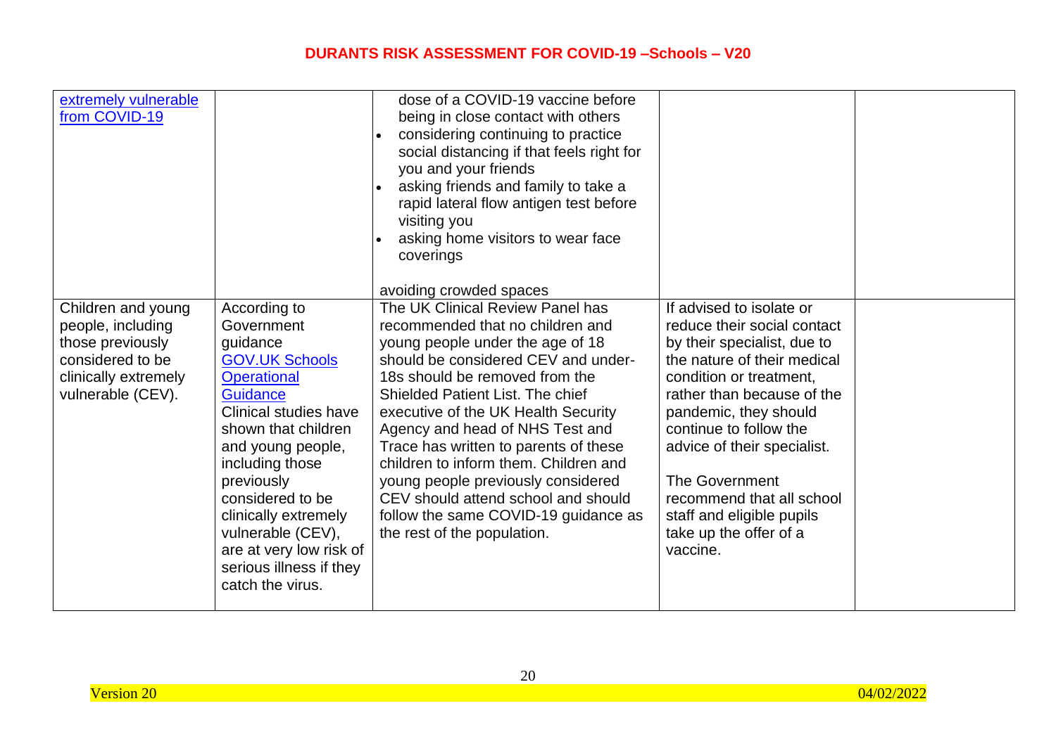| | | | | |
|---|---|---|---|---|
| extremely vulnerable from COVID-19 | | dose of a COVID-19 vaccine before being in close contact with others<br>• considering continuing to practice social distancing if that feels right for you and your friends<br>• asking friends and family to take a rapid lateral flow antigen test before visiting you<br>• asking home visitors to wear face coverings<br><br>avoiding crowded spaces | | |
| Children and young people, including those previously considered to be clinically extremely vulnerable (CEV). | According to Government guidance GOV.UK Schools Operational Guidance Clinical studies have shown that children and young people, including those previously considered to be clinically extremely vulnerable (CEV), are at very low risk of serious illness if they catch the virus. | The UK Clinical Review Panel has recommended that no children and young people under the age of 18 should be considered CEV and under-18s should be removed from the Shielded Patient List. The chief executive of the UK Health Security Agency and head of NHS Test and Trace has written to parents of these children to inform them. Children and young people previously considered CEV should attend school and should follow the same COVID-19 guidance as the rest of the population. | If advised to isolate or reduce their social contact by their specialist, due to the nature of their medical condition or treatment, rather than because of the pandemic, they should continue to follow the advice of their specialist.<br><br>The Government recommend that all school staff and eligible pupils take up the offer of a vaccine. | |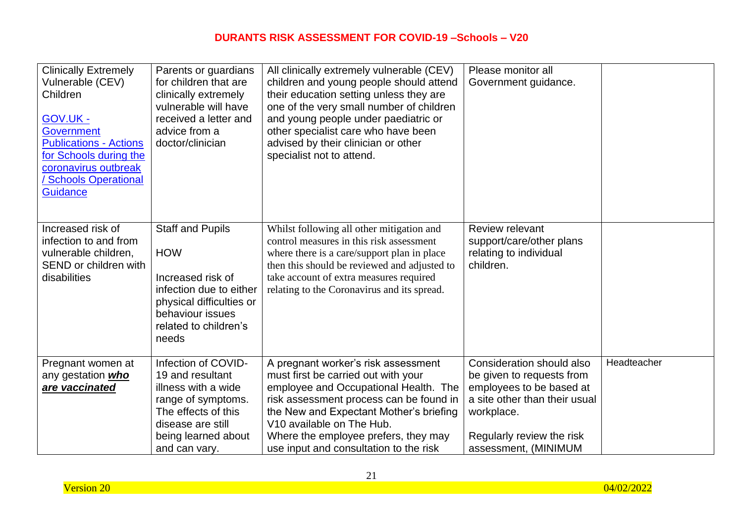# DURANTS RISK ASSESSMENT FOR COVID-19 –Schools – V20

| | | | | |
|---|---|---|---|---|
| Clinically Extremely Vulnerable (CEV) Children<br><br>GOV.UK - Government Publications - Actions for Schools during the coronavirus outbreak / Schools Operational Guidance | Parents or guardians for children that are clinically extremely vulnerable will have received a letter and advice from a doctor/clinician | All clinically extremely vulnerable (CEV) children and young people should attend their education setting unless they are one of the very small number of children and young people under paediatric or other specialist care who have been advised by their clinician or other specialist not to attend. | Please monitor all Government guidance. | |
| Increased risk of infection to and from vulnerable children, SEND or children with disabilities | Staff and Pupils<br><br>HOW<br><br>Increased risk of infection due to either physical difficulties or behaviour issues related to children's needs | Whilst following all other mitigation and control measures in this risk assessment where there is a care/support plan in place then this should be reviewed and adjusted to take account of extra measures required relating to the Coronavirus and its spread. | Review relevant support/care/other plans relating to individual children. | |
| Pregnant women at any gestation ***who are vaccinated*** | Infection of COVID-19 and resultant illness with a wide range of symptoms. The effects of this disease are still being learned about and can vary. | A pregnant worker's risk assessment must first be carried out with your employee and Occupational Health. The risk assessment process can be found in the New and Expectant Mother's briefing V10 available on The Hub.<br>Where the employee prefers, they may use input and consultation to the risk | Consideration should also be given to requests from employees to be based at a site other than their usual workplace.<br><br>Regularly review the risk assessment, (MINIMUM | Headteacher |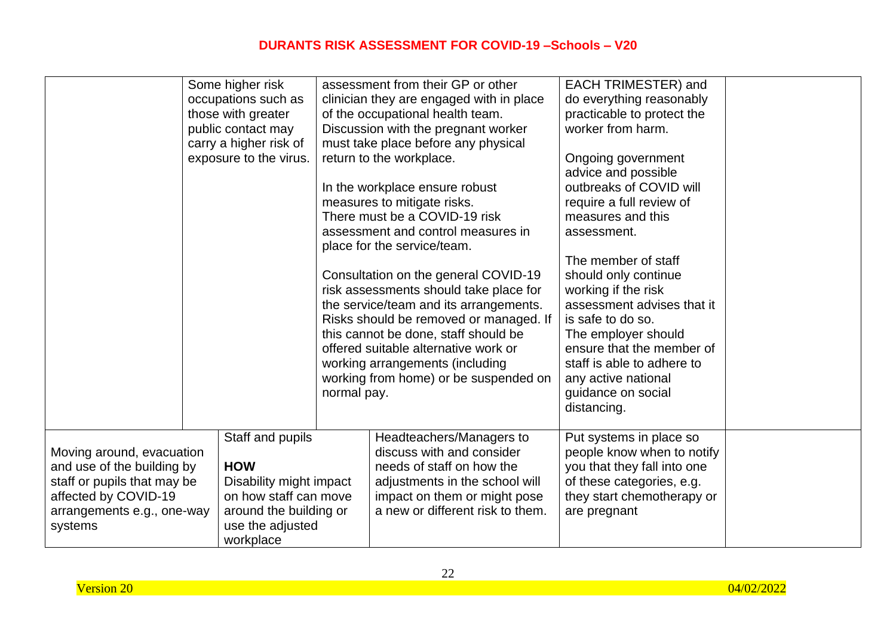| | | | | |
|---|---|---|---|---|
| | Some higher risk occupations such as those with greater public contact may carry a higher risk of exposure to the virus. | assessment from their GP or other clinician they are engaged with in place of the occupational health team. Discussion with the pregnant worker must take place before any physical return to the workplace.<br><br>In the workplace ensure robust measures to mitigate risks.<br>There must be a COVID-19 risk assessment and control measures in place for the service/team.<br><br>Consultation on the general COVID-19 risk assessments should take place for the service/team and its arrangements. Risks should be removed or managed. If this cannot be done, staff should be offered suitable alternative work or working arrangements (including working from home) or be suspended on normal pay. | EACH TRIMESTER) and do everything reasonably practicable to protect the worker from harm.<br><br>Ongoing government advice and possible outbreaks of COVID will require a full review of measures and this assessment.<br><br>The member of staff should only continue working if the risk assessment advises that it is safe to do so.<br>The employer should ensure that the member of staff is able to adhere to any active national guidance on social distancing. | |
| Moving around, evacuation and use of the building by staff or pupils that may be affected by COVID-19 arrangements e.g., one-way systems | Staff and pupils<br><br>**HOW**<br>Disability might impact on how staff can move around the building or use the adjusted workplace | Headteachers/Managers to discuss with and consider needs of staff on how the adjustments in the school will impact on them or might pose a new or different risk to them. | Put systems in place so people know when to notify you that they fall into one of these categories, e.g. they start chemotherapy or are pregnant | |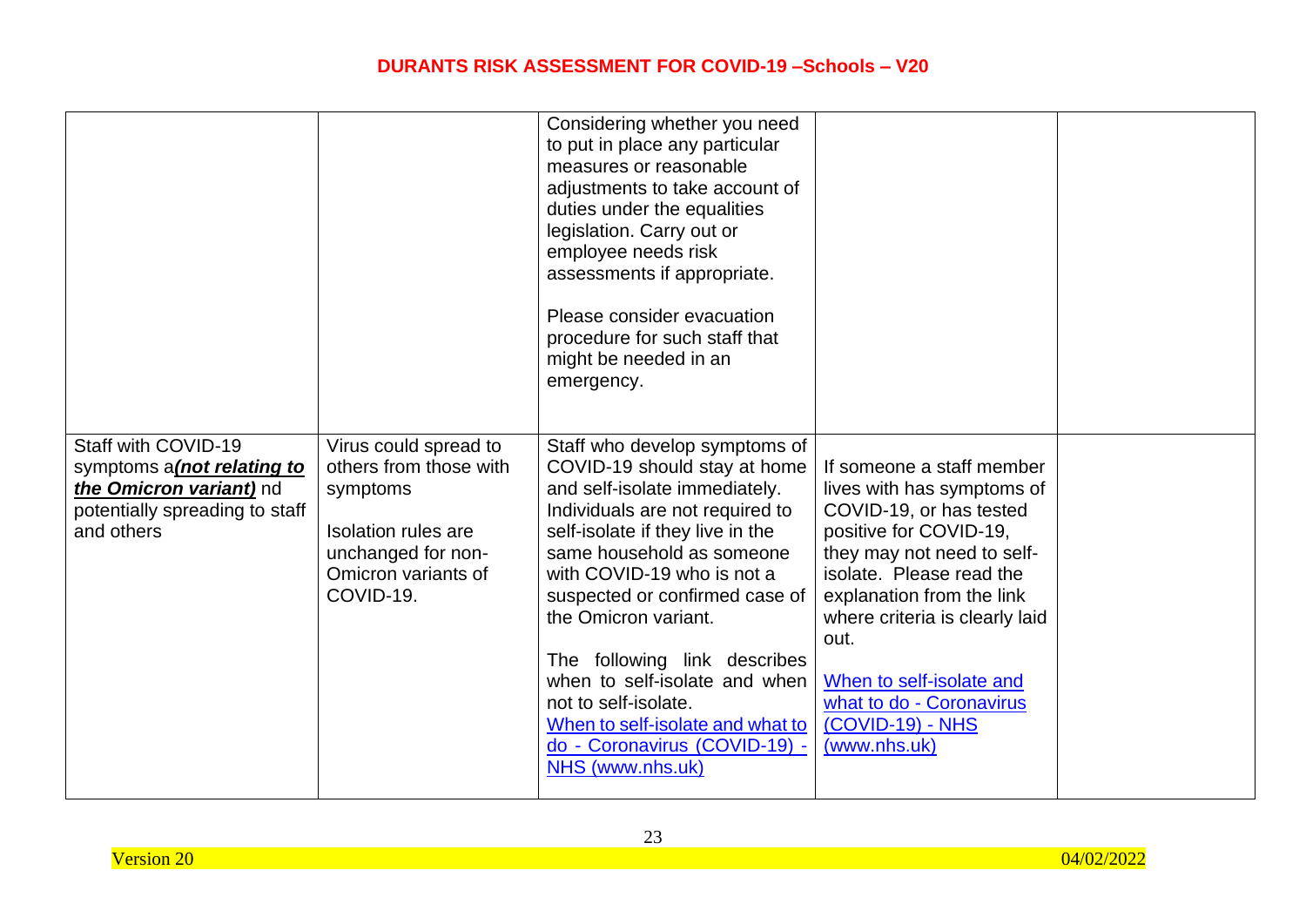| | | | | |
|---|---|---|---|---|
| | | Considering whether you need to put in place any particular measures or reasonable adjustments to take account of duties under the equalities legislation. Carry out or employee needs risk assessments if appropriate.<br><br>Please consider evacuation procedure for such staff that might be needed in an emergency. | | |
| Staff with COVID-19 symptoms a***(not relating to the Omicron variant)*** nd potentially spreading to staff and others | Virus could spread to others from those with symptoms<br><br>Isolation rules are unchanged for non-Omicron variants of COVID-19. | Staff who develop symptoms of COVID-19 should stay at home and self-isolate immediately. Individuals are not required to self-isolate if they live in the same household as someone with COVID-19 who is not a suspected or confirmed case of the Omicron variant.<br><br>The following link describes when to self-isolate and when not to self-isolate.<br>When to self-isolate and what to do - Coronavirus (COVID-19) - NHS (www.nhs.uk) | If someone a staff member lives with has symptoms of COVID-19, or has tested positive for COVID-19, they may not need to self-isolate. Please read the explanation from the link where criteria is clearly laid out.<br><br>When to self-isolate and what to do - Coronavirus (COVID-19) - NHS (www.nhs.uk) | |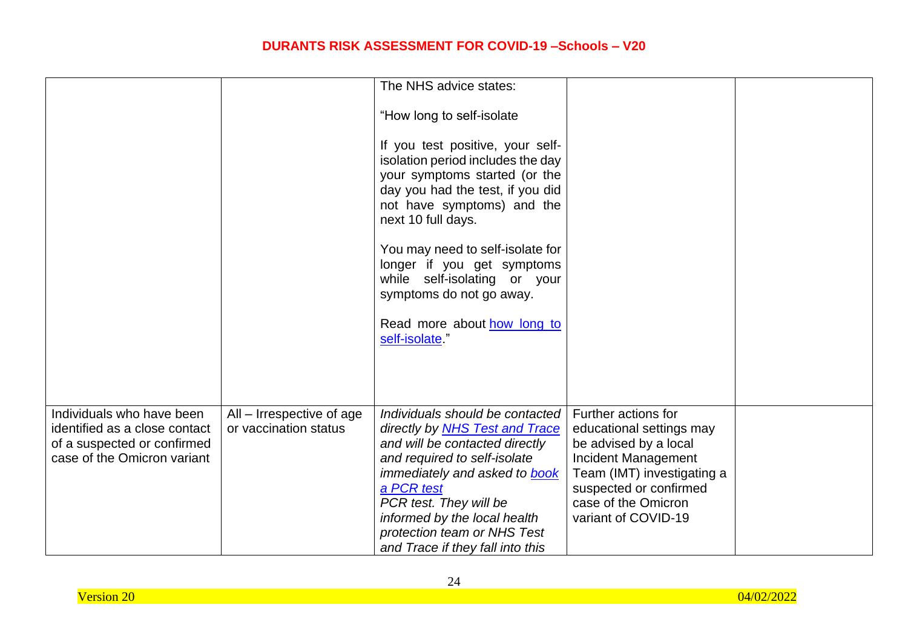| | | | | |
|---|---|---|---|---|
| | | The NHS advice states:<br><br>"How long to self-isolate<br><br>If you test positive, your self-isolation period includes the day your symptoms started (or the day you had the test, if you did not have symptoms) and the next 10 full days.<br><br>You may need to self-isolate for longer if you get symptoms while self-isolating or your symptoms do not go away.<br><br>Read more about how long to self-isolate." | | |
| Individuals who have been identified as a close contact of a suspected or confirmed case of the Omicron variant | All – Irrespective of age or vaccination status | *Individuals should be contacted directly by NHS Test and Trace and will be contacted directly and required to self-isolate immediately and asked to book a PCR test*<br>*PCR test. They will be informed by the local health protection team or NHS Test and Trace if they fall into this* | Further actions for educational settings may be advised by a local Incident Management Team (IMT) investigating a suspected or confirmed case of the Omicron variant of COVID-19 | |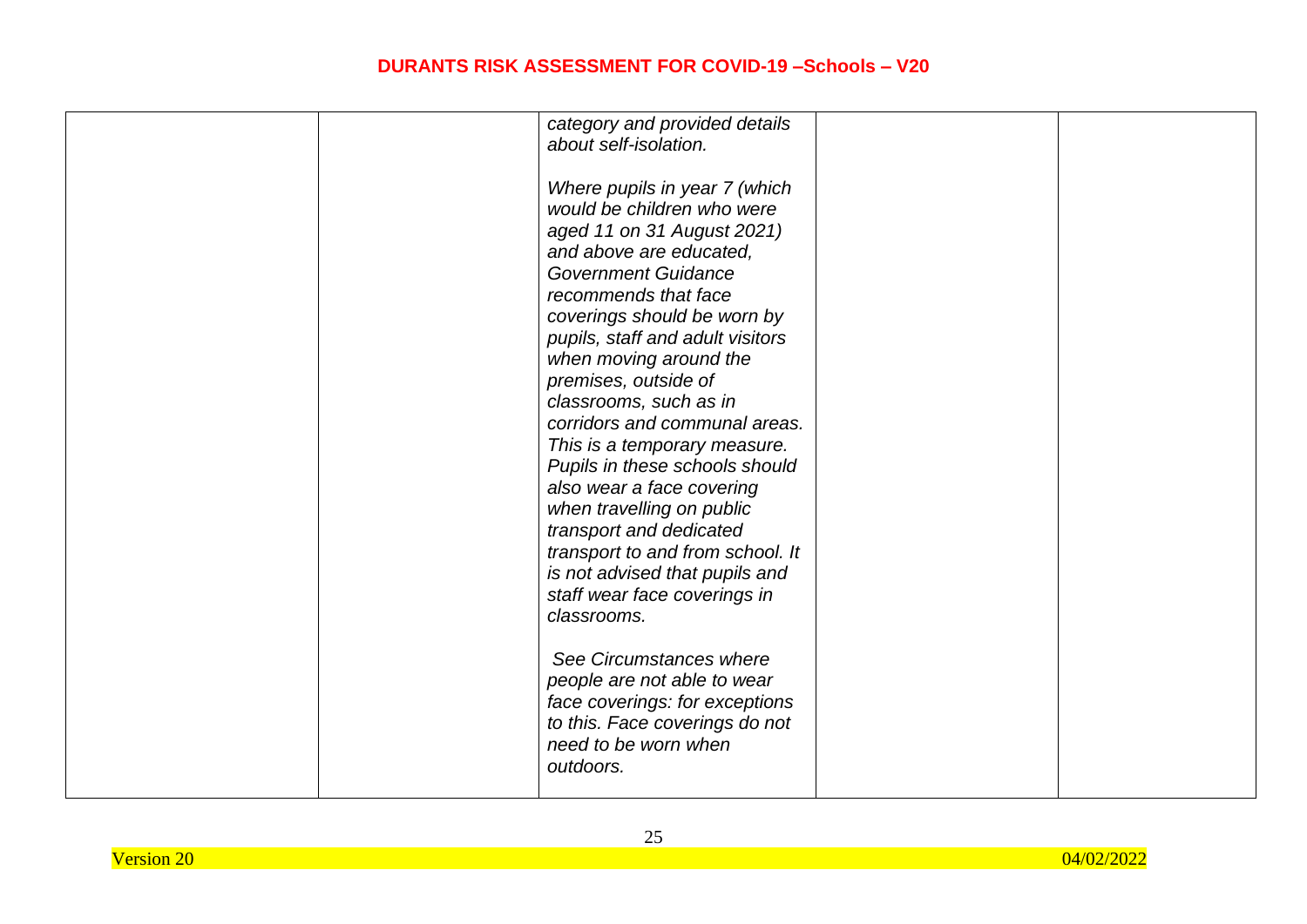| | | | | |
|---|---|---|---|---|
| | | *category and provided details about self-isolation.*<br><br>*Where pupils in year 7 (which would be children who were aged 11 on 31 August 2021) and above are educated, Government Guidance recommends that face coverings should be worn by pupils, staff and adult visitors when moving around the premises, outside of classrooms, such as in corridors and communal areas. This is a temporary measure. Pupils in these schools should also wear a face covering when travelling on public transport and dedicated transport to and from school. It is not advised that pupils and staff wear face coverings in classrooms.*<br><br>*See Circumstances where people are not able to wear face coverings: for exceptions to this. Face coverings do not need to be worn when outdoors.* | | |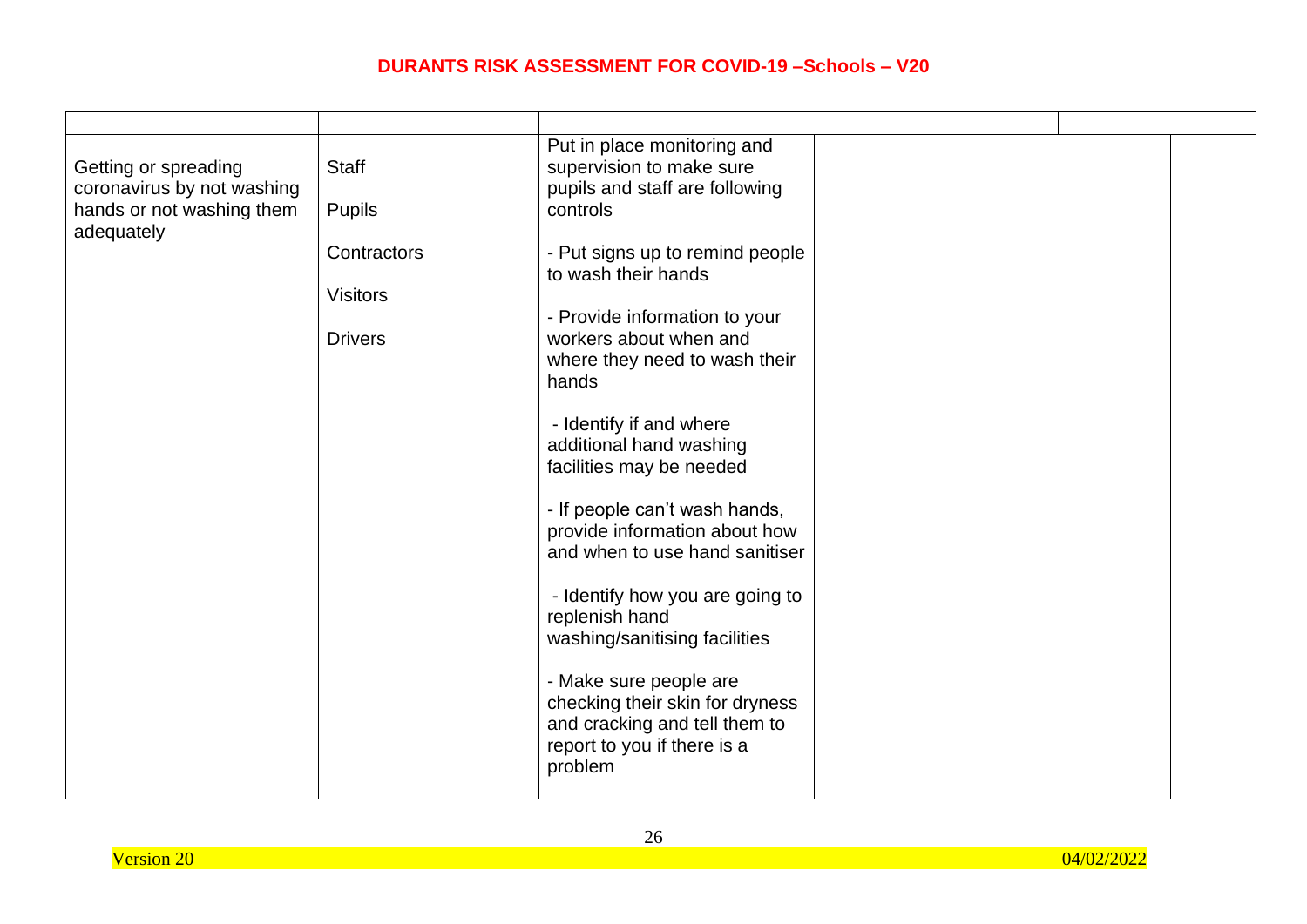| | | | | |
|---|---|---|---|---|
| Getting or spreading coronavirus by not washing hands or not washing them adequately | Staff<br><br>Pupils<br><br>Contractors<br><br>Visitors<br><br>Drivers | Put in place monitoring and supervision to make sure pupils and staff are following controls<br><br>- Put signs up to remind people to wash their hands<br><br>- Provide information to your workers about when and where they need to wash their hands<br><br>- Identify if and where additional hand washing facilities may be needed<br><br>- If people can't wash hands, provide information about how and when to use hand sanitiser<br><br>- Identify how you are going to replenish hand washing/sanitising facilities<br><br>- Make sure people are checking their skin for dryness and cracking and tell them to report to you if there is a problem | | |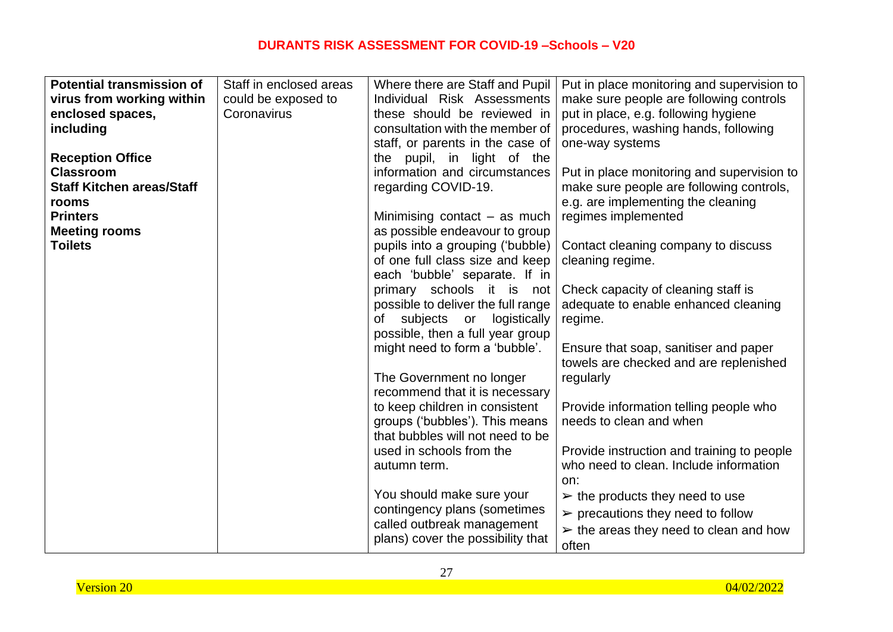| **Potential transmission of virus from working within enclosed spaces, including**<br><br>**Reception Office**<br>**Classroom**<br>**Staff Kitchen areas/Staff rooms**<br>**Printers**<br>**Meeting rooms**<br>**Toilets** | Staff in enclosed areas could be exposed to Coronavirus | Where there are Staff and Pupil Individual Risk Assessments these should be reviewed in consultation with the member of staff, or parents in the case of the pupil, in light of the information and circumstances regarding COVID-19.<br><br>Minimising contact – as much as possible endeavour to group pupils into a grouping ('bubble) of one full class size and keep each 'bubble' separate. If in primary schools it is not possible to deliver the full range of subjects or logistically possible, then a full year group might need to form a 'bubble'.<br><br>The Government no longer recommend that it is necessary to keep children in consistent groups ('bubbles'). This means that bubbles will not need to be used in schools from the autumn term.<br><br>You should make sure your contingency plans (sometimes called outbreak management plans) cover the possibility that | Put in place monitoring and supervision to make sure people are following controls put in place, e.g. following hygiene procedures, washing hands, following one-way systems<br><br>Put in place monitoring and supervision to make sure people are following controls, e.g. are implementing the cleaning regimes implemented<br><br>Contact cleaning company to discuss cleaning regime.<br><br>Check capacity of cleaning staff is adequate to enable enhanced cleaning regime.<br><br>Ensure that soap, sanitiser and paper towels are checked and are replenished regularly<br><br>Provide information telling people who needs to clean and when<br><br>Provide instruction and training to people who need to clean. Include information on:<br>➢ the products they need to use<br>➢ precautions they need to follow<br>➢ the areas they need to clean and how often |
|---|---|---|---|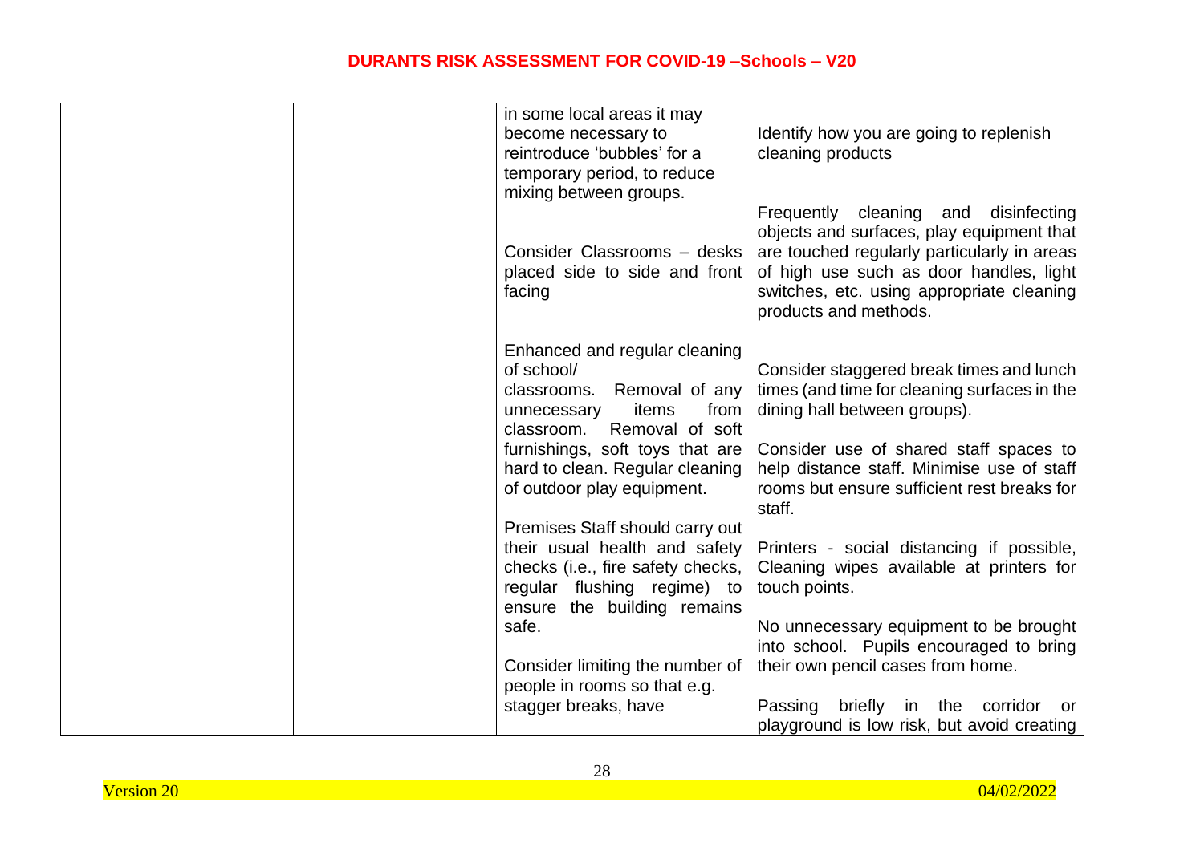| | | | |
|---|---|---|---|
| | | in some local areas it may become necessary to reintroduce 'bubbles' for a temporary period, to reduce mixing between groups.<br><br>Consider Classrooms – desks placed side to side and front facing<br><br>Enhanced and regular cleaning of school/ classrooms. Removal of any unnecessary items from classroom. Removal of soft furnishings, soft toys that are hard to clean. Regular cleaning of outdoor play equipment.<br><br>Premises Staff should carry out their usual health and safety checks (i.e., fire safety checks, regular flushing regime) to ensure the building remains safe.<br><br>Consider limiting the number of people in rooms so that e.g. stagger breaks, have | Identify how you are going to replenish cleaning products<br><br>Frequently cleaning and disinfecting objects and surfaces, play equipment that are touched regularly particularly in areas of high use such as door handles, light switches, etc. using appropriate cleaning products and methods.<br><br>Consider staggered break times and lunch times (and time for cleaning surfaces in the dining hall between groups).<br><br>Consider use of shared staff spaces to help distance staff. Minimise use of staff rooms but ensure sufficient rest breaks for staff.<br><br>Printers - social distancing if possible, Cleaning wipes available at printers for touch points.<br><br>No unnecessary equipment to be brought into school. Pupils encouraged to bring their own pencil cases from home.<br><br>Passing briefly in the corridor or playground is low risk, but avoid creating |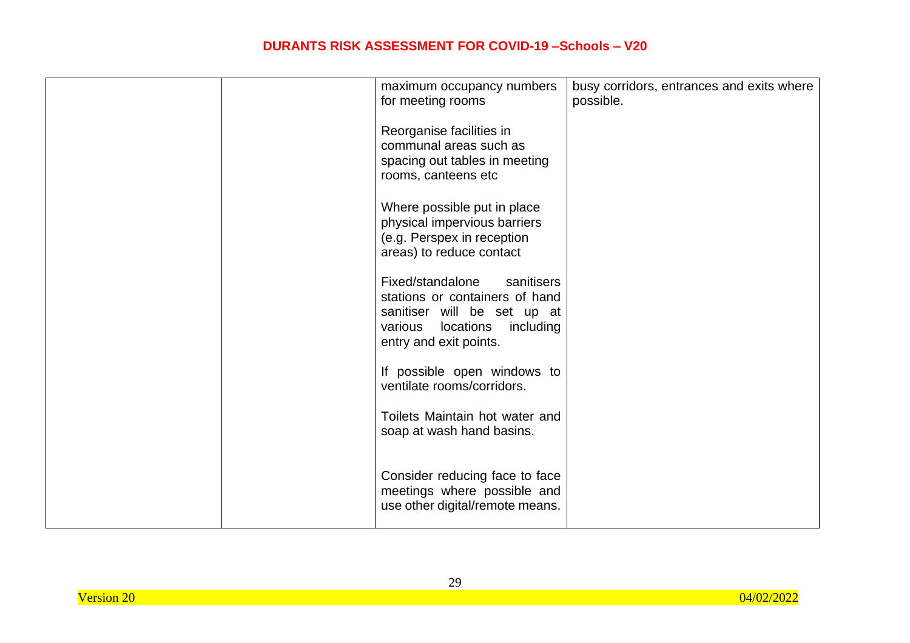| | | | |
|---|---|---|---|
| | | maximum occupancy numbers for meeting rooms<br><br>Reorganise facilities in communal areas such as spacing out tables in meeting rooms, canteens etc<br><br>Where possible put in place physical impervious barriers (e.g. Perspex in reception areas) to reduce contact<br><br>Fixed/standalone sanitisers stations or containers of hand sanitiser will be set up at various locations including entry and exit points.<br><br>If possible open windows to ventilate rooms/corridors.<br><br>Toilets Maintain hot water and soap at wash hand basins.<br><br>Consider reducing face to face meetings where possible and use other digital/remote means. | busy corridors, entrances and exits where possible. |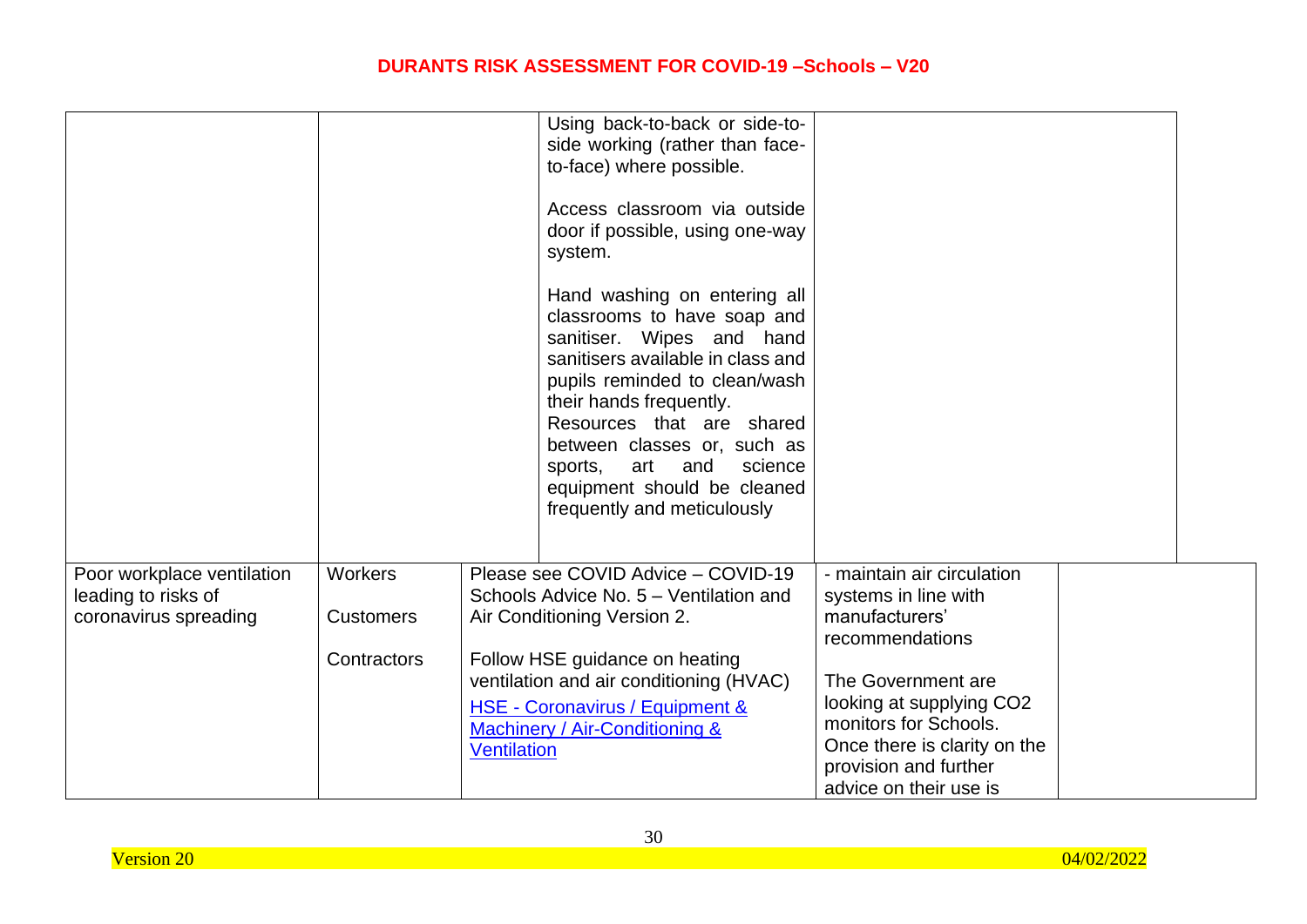| | | | | |
|---|---|---|---|---|
| | | Using back-to-back or side-to-side working (rather than face-to-face) where possible.<br><br>Access classroom via outside door if possible, using one-way system.<br><br>Hand washing on entering all classrooms to have soap and sanitiser. Wipes and hand sanitisers available in class and pupils reminded to clean/wash their hands frequently.<br>Resources that are shared between classes or, such as sports, art and science equipment should be cleaned frequently and meticulously | | |
| Poor workplace ventilation leading to risks of coronavirus spreading | Workers<br><br>Customers<br><br>Contractors | Please see COVID Advice – COVID-19 Schools Advice No. 5 – Ventilation and Air Conditioning Version 2.<br><br>Follow HSE guidance on heating ventilation and air conditioning (HVAC)<br>HSE - Coronavirus / Equipment & Machinery / Air-Conditioning & Ventilation | - maintain air circulation systems in line with manufacturers' recommendations<br><br>The Government are looking at supplying $CO_2$ monitors for Schools. Once there is clarity on the provision and further advice on their use is | |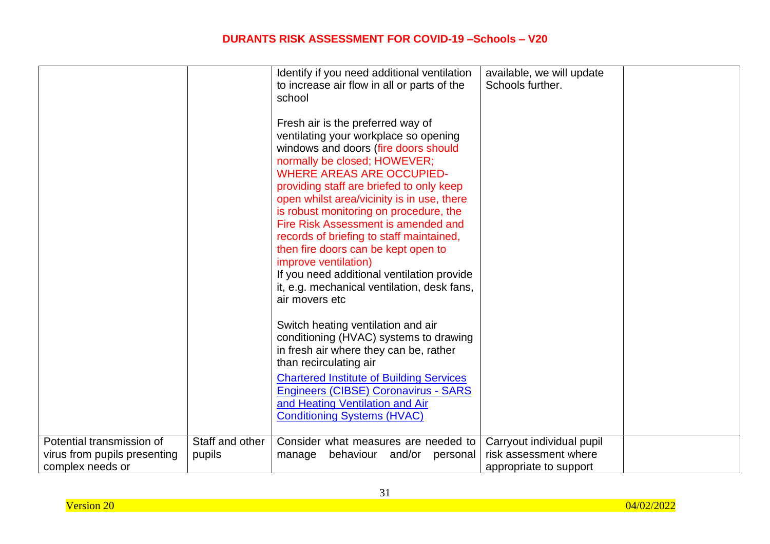| | | | | |
|---|---|---|---|---|
| | | Identify if you need additional ventilation to increase air flow in all or parts of the school<br><br>Fresh air is the preferred way of ventilating your workplace so opening windows and doors (fire doors should normally be closed; HOWEVER; WHERE AREAS ARE OCCUPIED- providing staff are briefed to only keep open whilst area/vicinity is in use, there is robust monitoring on procedure, the Fire Risk Assessment is amended and records of briefing to staff maintained, then fire doors can be kept open to improve ventilation)<br>If you need additional ventilation provide it, e.g. mechanical ventilation, desk fans, air movers etc<br><br>Switch heating ventilation and air conditioning (HVAC) systems to drawing in fresh air where they can be, rather than recirculating air<br>[Chartered Institute of Building Services Engineers (CIBSE) Coronavirus - SARS and Heating Ventilation and Air Conditioning Systems (HVAC)] | available, we will update Schools further. | |
| Potential transmission of virus from pupils presenting complex needs or | Staff and other pupils | Consider what measures are needed to manage behaviour and/or personal | Carryout individual pupil risk assessment where appropriate to support | |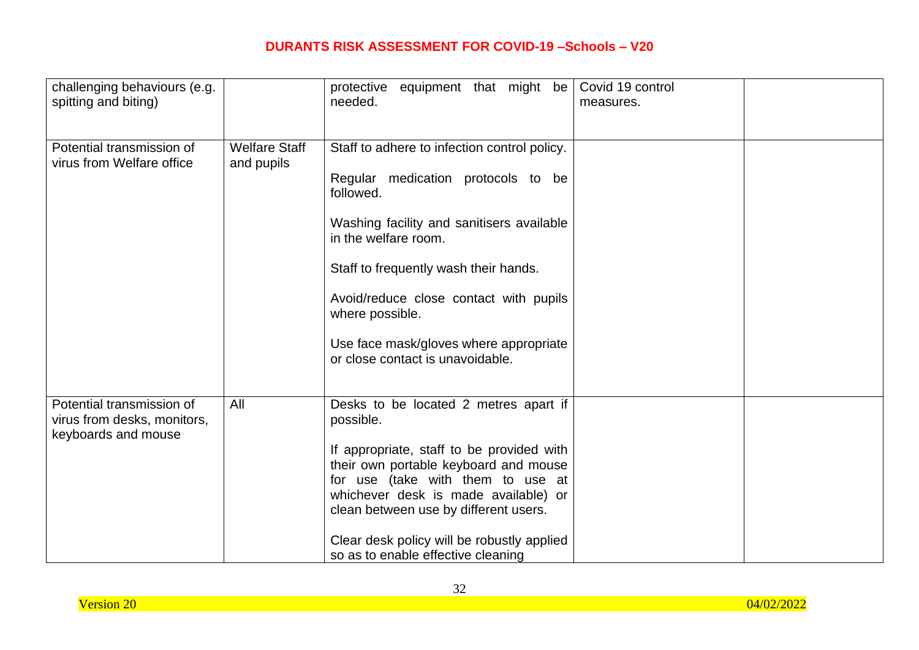| | | | | |
|---|---|---|---|---|
| challenging behaviours (e.g. spitting and biting) | | protective equipment that might be needed. | Covid 19 control measures. | |
| Potential transmission of virus from Welfare office | Welfare Staff and pupils | Staff to adhere to infection control policy.<br><br>Regular medication protocols to be followed.<br><br>Washing facility and sanitisers available in the welfare room.<br><br>Staff to frequently wash their hands.<br><br>Avoid/reduce close contact with pupils where possible.<br><br>Use face mask/gloves where appropriate or close contact is unavoidable. | | |
| Potential transmission of virus from desks, monitors, keyboards and mouse | All | Desks to be located 2 metres apart if possible.<br><br>If appropriate, staff to be provided with their own portable keyboard and mouse for use (take with them to use at whichever desk is made available) or clean between use by different users.<br><br>Clear desk policy will be robustly applied so as to enable effective cleaning | | |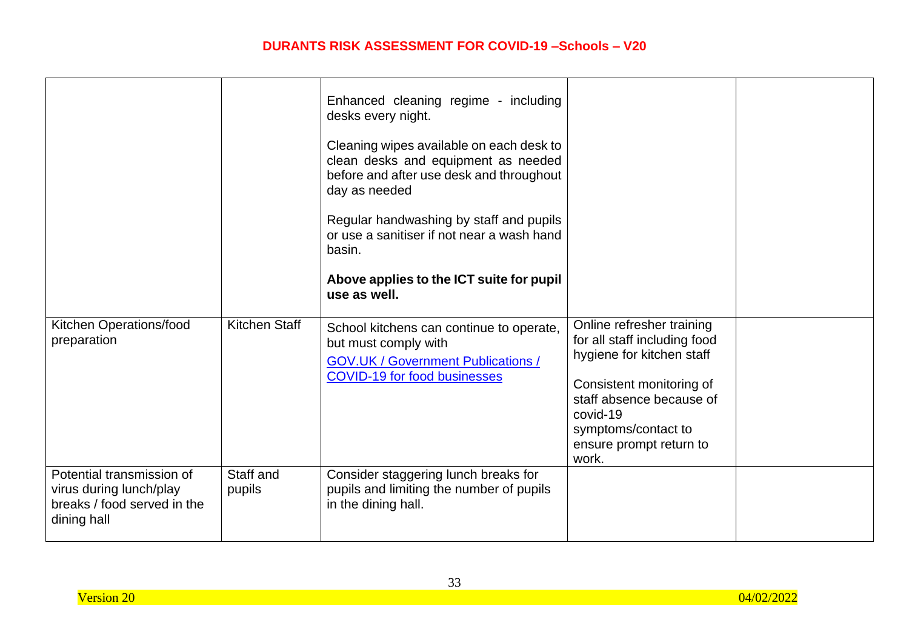| | | | | |
|---|---|---|---|---|
| | | Enhanced cleaning regime - including desks every night.<br><br>Cleaning wipes available on each desk to clean desks and equipment as needed before and after use desk and throughout day as needed<br><br>Regular handwashing by staff and pupils or use a sanitiser if not near a wash hand basin.<br><br>**Above applies to the ICT suite for pupil use as well.** | | |
| Kitchen Operations/food preparation | Kitchen Staff | School kitchens can continue to operate, but must comply with [GOV.UK / Government Publications / COVID-19 for food businesses](https://www.gov.uk/) | Online refresher training for all staff including food hygiene for kitchen staff<br><br>Consistent monitoring of staff absence because of covid-19 symptoms/contact to ensure prompt return to work. | |
| Potential transmission of virus during lunch/play breaks / food served in the dining hall | Staff and pupils | Consider staggering lunch breaks for pupils and limiting the number of pupils in the dining hall. | | |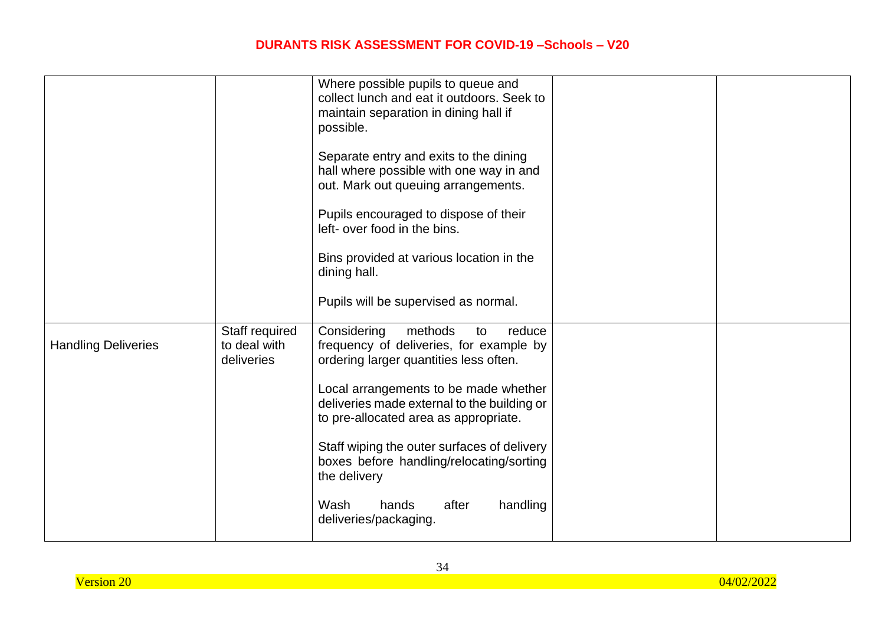| | | | | |
|---|---|---|---|---|
| | | Where possible pupils to queue and collect lunch and eat it outdoors. Seek to maintain separation in dining hall if possible.<br><br>Separate entry and exits to the dining hall where possible with one way in and out. Mark out queuing arrangements.<br><br>Pupils encouraged to dispose of their left- over food in the bins.<br><br>Bins provided at various location in the dining hall.<br><br>Pupils will be supervised as normal. | | |
| Handling Deliveries | Staff required to deal with deliveries | Considering methods to reduce frequency of deliveries, for example by ordering larger quantities less often.<br><br>Local arrangements to be made whether deliveries made external to the building or to pre-allocated area as appropriate.<br><br>Staff wiping the outer surfaces of delivery boxes before handling/relocating/sorting the delivery<br><br>Wash hands after handling deliveries/packaging. | | |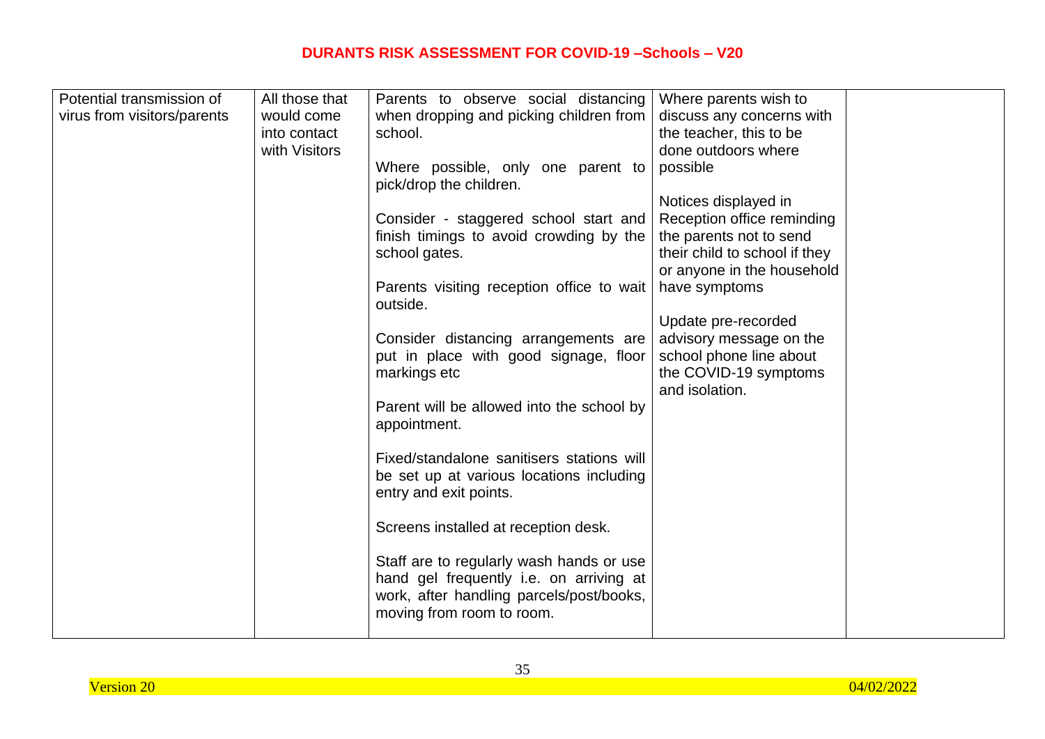| Potential transmission of virus from visitors/parents | All those that would come into contact with Visitors | Parents to observe social distancing when dropping and picking children from school.<br><br>Where possible, only one parent to pick/drop the children.<br><br>Consider - staggered school start and finish timings to avoid crowding by the school gates.<br><br>Parents visiting reception office to wait outside.<br><br>Consider distancing arrangements are put in place with good signage, floor markings etc<br><br>Parent will be allowed into the school by appointment.<br><br>Fixed/standalone sanitisers stations will be set up at various locations including entry and exit points.<br><br>Screens installed at reception desk.<br><br>Staff are to regularly wash hands or use hand gel frequently i.e. on arriving at work, after handling parcels/post/books, moving from room to room. | Where parents wish to discuss any concerns with the teacher, this to be done outdoors where possible<br><br>Notices displayed in Reception office reminding the parents not to send their child to school if they or anyone in the household have symptoms<br><br>Update pre-recorded advisory message on the school phone line about the COVID-19 symptoms and isolation. | |
|---|---|---|---|---|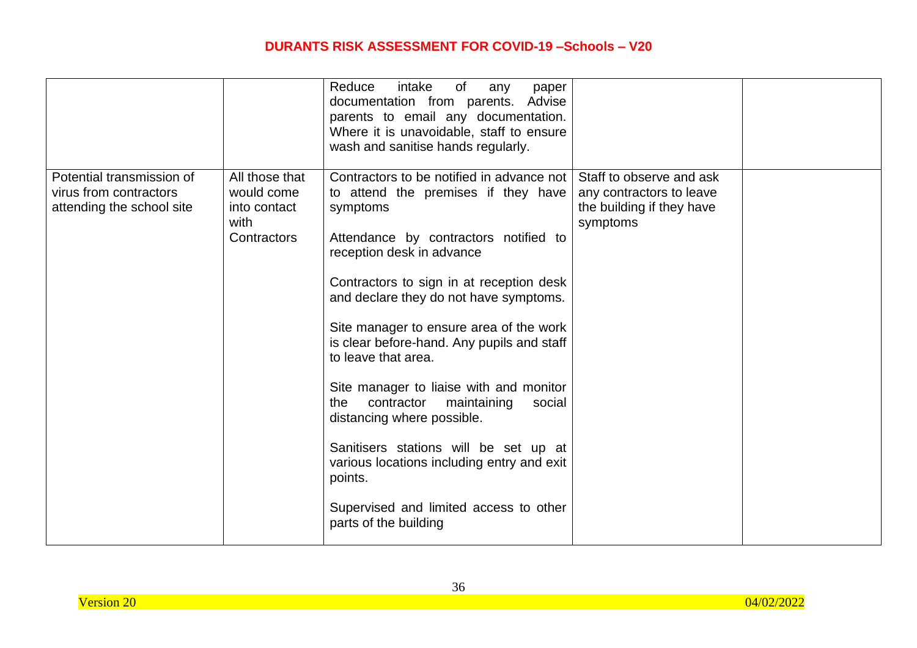| | | | | |
|---|---|---|---|---|
| | | Reduce intake of any paper documentation from parents. Advise parents to email any documentation. Where it is unavoidable, staff to ensure wash and sanitise hands regularly. | | |
| Potential transmission of virus from contractors attending the school site | All those that would come into contact with Contractors | Contractors to be notified in advance not to attend the premises if they have symptoms<br><br>Attendance by contractors notified to reception desk in advance<br><br>Contractors to sign in at reception desk and declare they do not have symptoms.<br><br>Site manager to ensure area of the work is clear before-hand. Any pupils and staff to leave that area.<br><br>Site manager to liaise with and monitor the contractor maintaining social distancing where possible.<br><br>Sanitisers stations will be set up at various locations including entry and exit points.<br><br>Supervised and limited access to other parts of the building | Staff to observe and ask any contractors to leave the building if they have symptoms | |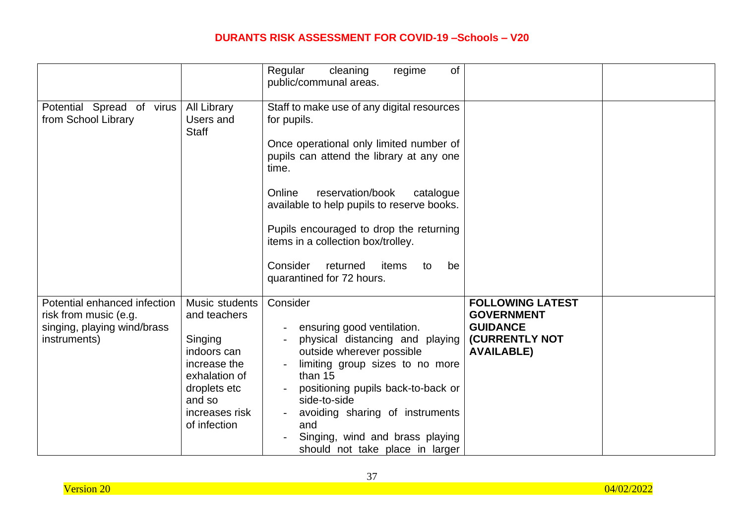|  |  |  |  |  |
|---|---|---|---|---|
|  |  | Regular cleaning regime of public/communal areas. |  |  |
| Potential Spread of virus from School Library | All Library Users and Staff | Staff to make use of any digital resources for pupils.<br><br>Once operational only limited number of pupils can attend the library at any one time.<br><br>Online reservation/book catalogue available to help pupils to reserve books.<br><br>Pupils encouraged to drop the returning items in a collection box/trolley.<br><br>Consider returned items to be quarantined for 72 hours. |  |  |
| Potential enhanced infection risk from music (e.g. singing, playing wind/brass instruments) | Music students and teachers<br><br>Singing indoors can increase the exhalation of droplets etc and so increases risk of infection | Consider<br><br>- ensuring good ventilation.<br>- physical distancing and playing outside wherever possible<br>- limiting group sizes to no more than 15<br>- positioning pupils back-to-back or side-to-side<br>- avoiding sharing of instruments and<br>- Singing, wind and brass playing should not take place in larger | **FOLLOWING LATEST GOVERNMENT GUIDANCE (CURRENTLY NOT AVAILABLE)** |  |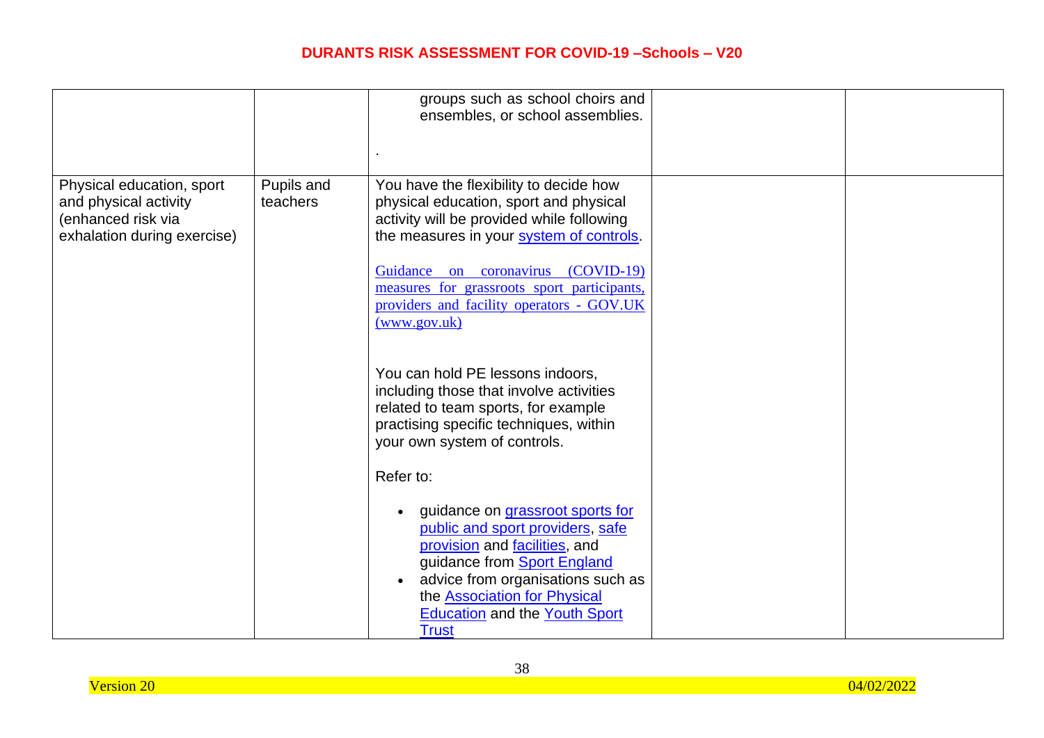| | | | | |
|---|---|---|---|---|
| | | groups such as school choirs and ensembles, or school assemblies.<br><br>. | | |
| Physical education, sport and physical activity (enhanced risk via exhalation during exercise) | Pupils and teachers | You have the flexibility to decide how physical education, sport and physical activity will be provided while following the measures in your system of controls.<br><br>Guidance on coronavirus (COVID-19) measures for grassroots sport participants, providers and facility operators - GOV.UK (www.gov.uk)<br><br>You can hold PE lessons indoors, including those that involve activities related to team sports, for example practising specific techniques, within your own system of controls.<br><br>Refer to:<br><br>• guidance on grassroot sports for public and sport providers, safe provision and facilities, and guidance from Sport England<br>• advice from organisations such as the Association for Physical Education and the Youth Sport Trust | | |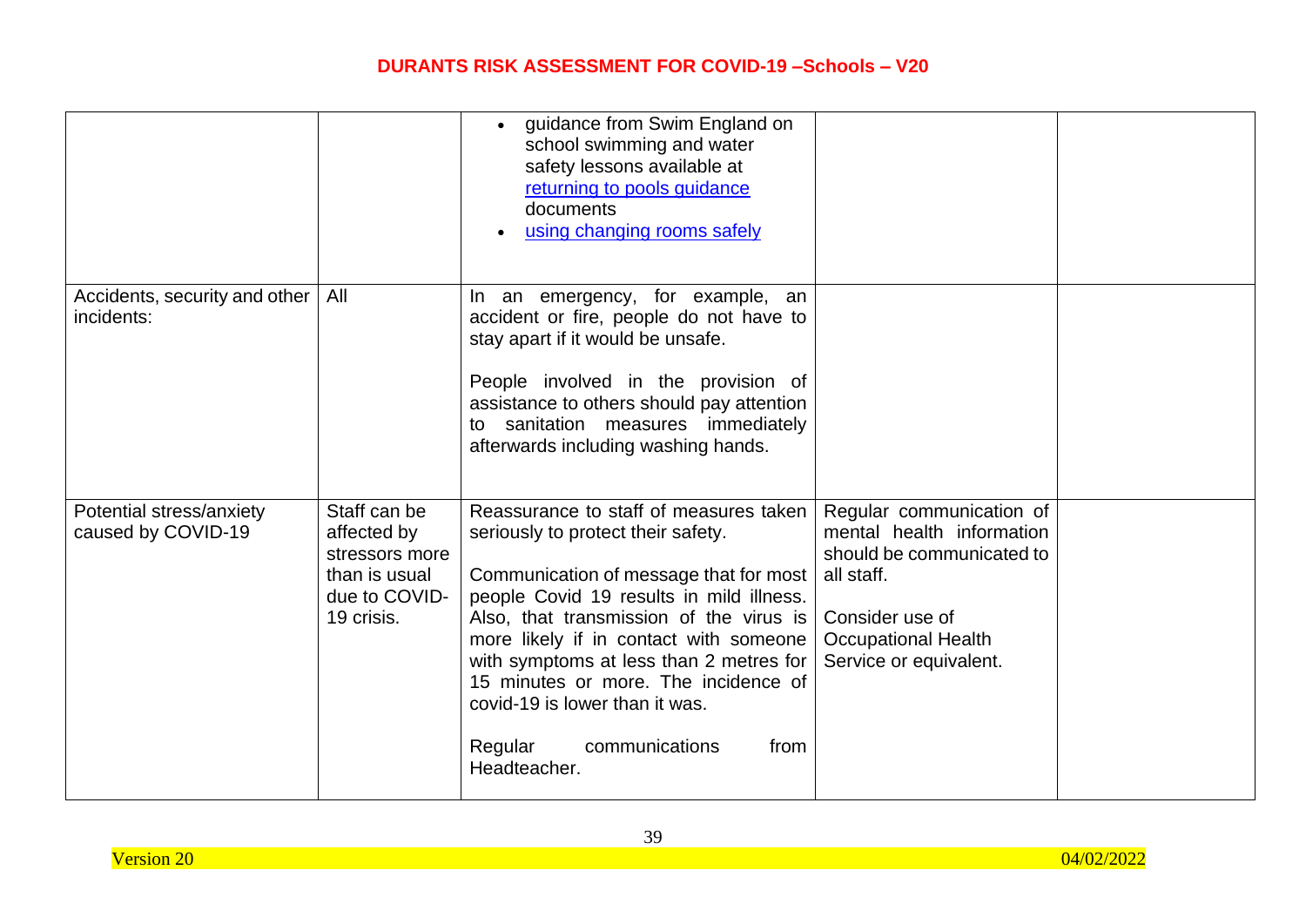| | | | | |
|---|---|---|---|---|
| | | • guidance from Swim England on school swimming and water safety lessons available at [returning to pools guidance](#) documents<br>• [using changing rooms safely](#) | | |
| Accidents, security and other incidents: | All | In an emergency, for example, an accident or fire, people do not have to stay apart if it would be unsafe.<br><br>People involved in the provision of assistance to others should pay attention to sanitation measures immediately afterwards including washing hands. | | |
| Potential stress/anxiety caused by COVID-19 | Staff can be affected by stressors more than is usual due to COVID-19 crisis. | Reassurance to staff of measures taken seriously to protect their safety.<br><br>Communication of message that for most people Covid 19 results in mild illness. Also, that transmission of the virus is more likely if in contact with someone with symptoms at less than 2 metres for 15 minutes or more. The incidence of covid-19 is lower than it was.<br><br>Regular communications from Headteacher. | Regular communication of mental health information should be communicated to all staff.<br><br>Consider use of Occupational Health Service or equivalent. | |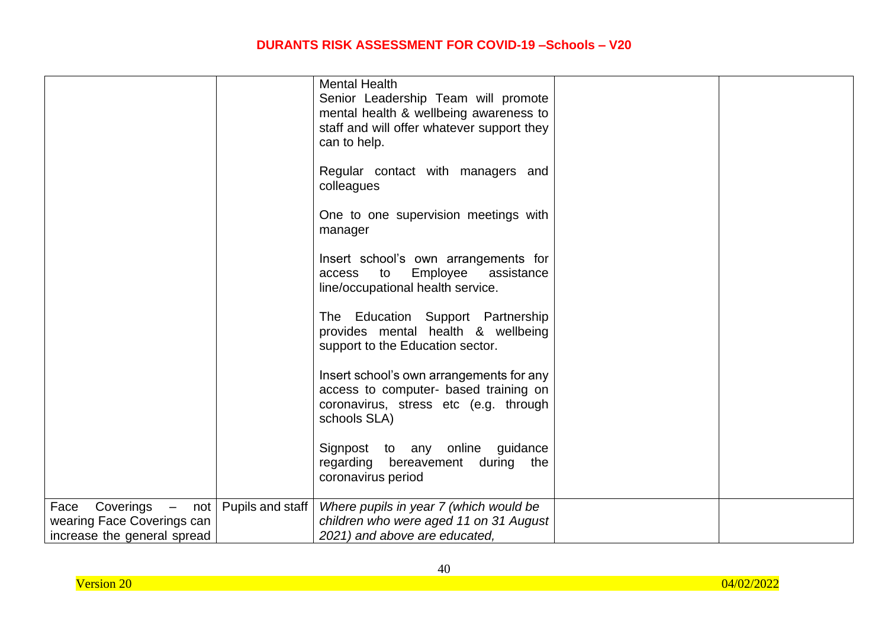| | | | | |
|---|---|---|---|---|
| | | Mental Health<br>Senior Leadership Team will promote mental health & wellbeing awareness to staff and will offer whatever support they can to help.<br><br>Regular contact with managers and colleagues<br><br>One to one supervision meetings with manager<br><br>Insert school's own arrangements for access to Employee assistance line/occupational health service.<br><br>The Education Support Partnership provides mental health & wellbeing support to the Education sector.<br><br>Insert school's own arrangements for any access to computer- based training on coronavirus, stress etc (e.g. through schools SLA)<br><br>Signpost to any online guidance regarding bereavement during the coronavirus period | | |
| Face Coverings – not wearing Face Coverings can increase the general spread | Pupils and staff | *Where pupils in year 7 (which would be children who were aged 11 on 31 August 2021) and above are educated,* | | |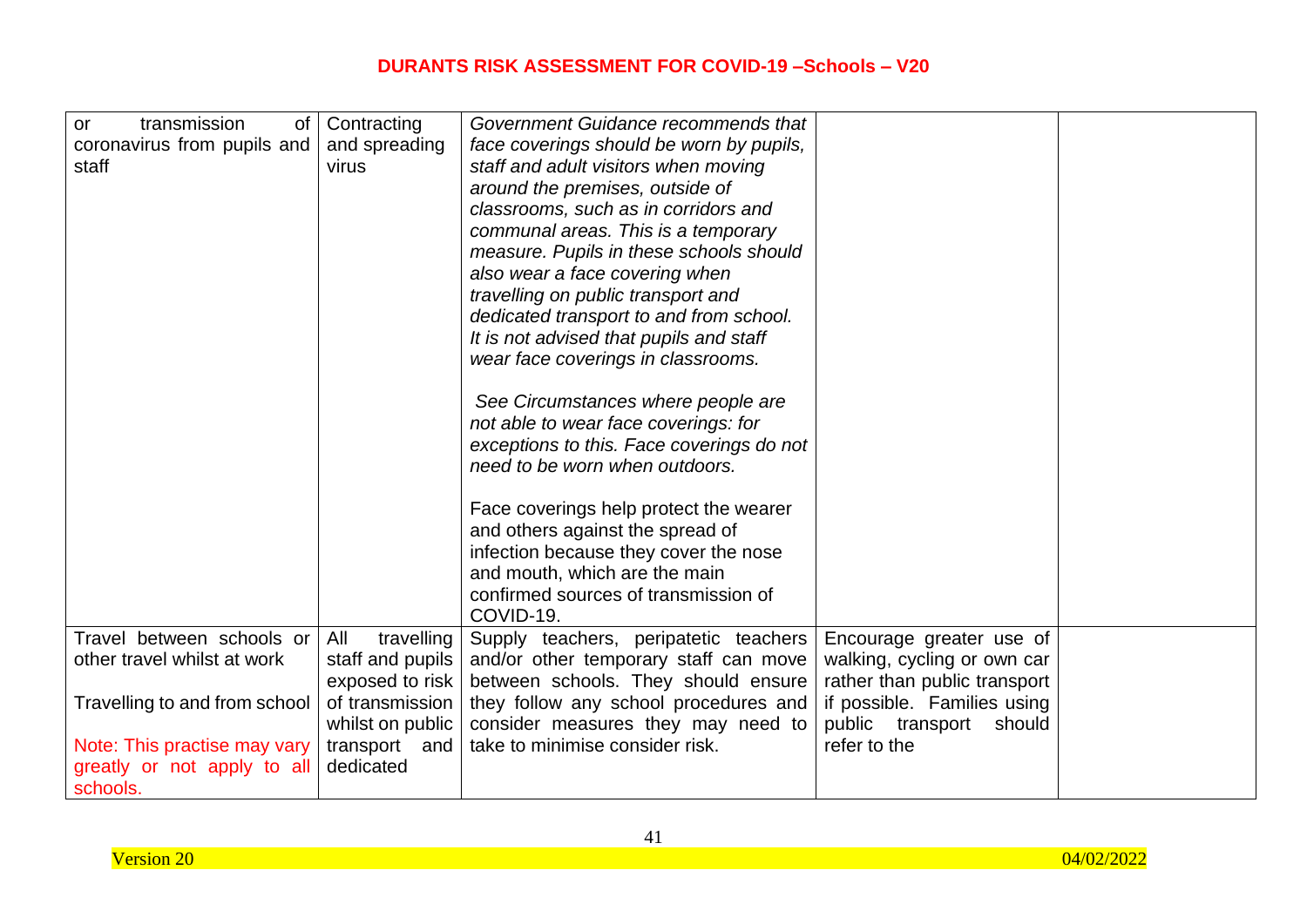| | | | | |
|---|---|---|---|---|
| or transmission of coronavirus from pupils and staff | Contracting and spreading virus | *Government Guidance recommends that face coverings should be worn by pupils, staff and adult visitors when moving around the premises, outside of classrooms, such as in corridors and communal areas. This is a temporary measure. Pupils in these schools should also wear a face covering when travelling on public transport and dedicated transport to and from school. It is not advised that pupils and staff wear face coverings in classrooms.*<br><br>*See Circumstances where people are not able to wear face coverings: for exceptions to this. Face coverings do not need to be worn when outdoors.*<br><br>Face coverings help protect the wearer and others against the spread of infection because they cover the nose and mouth, which are the main confirmed sources of transmission of COVID-19. | | |
| Travel between schools or other travel whilst at work<br><br>Travelling to and from school<br><br>Note: This practise may vary greatly or not apply to all schools. | All travelling staff and pupils exposed to risk of transmission whilst on public transport and dedicated | Supply teachers, peripatetic teachers and/or other temporary staff can move between schools. They should ensure they follow any school procedures and consider measures they may need to take to minimise consider risk. | Encourage greater use of walking, cycling or own car rather than public transport if possible. Families using public transport should refer to the | |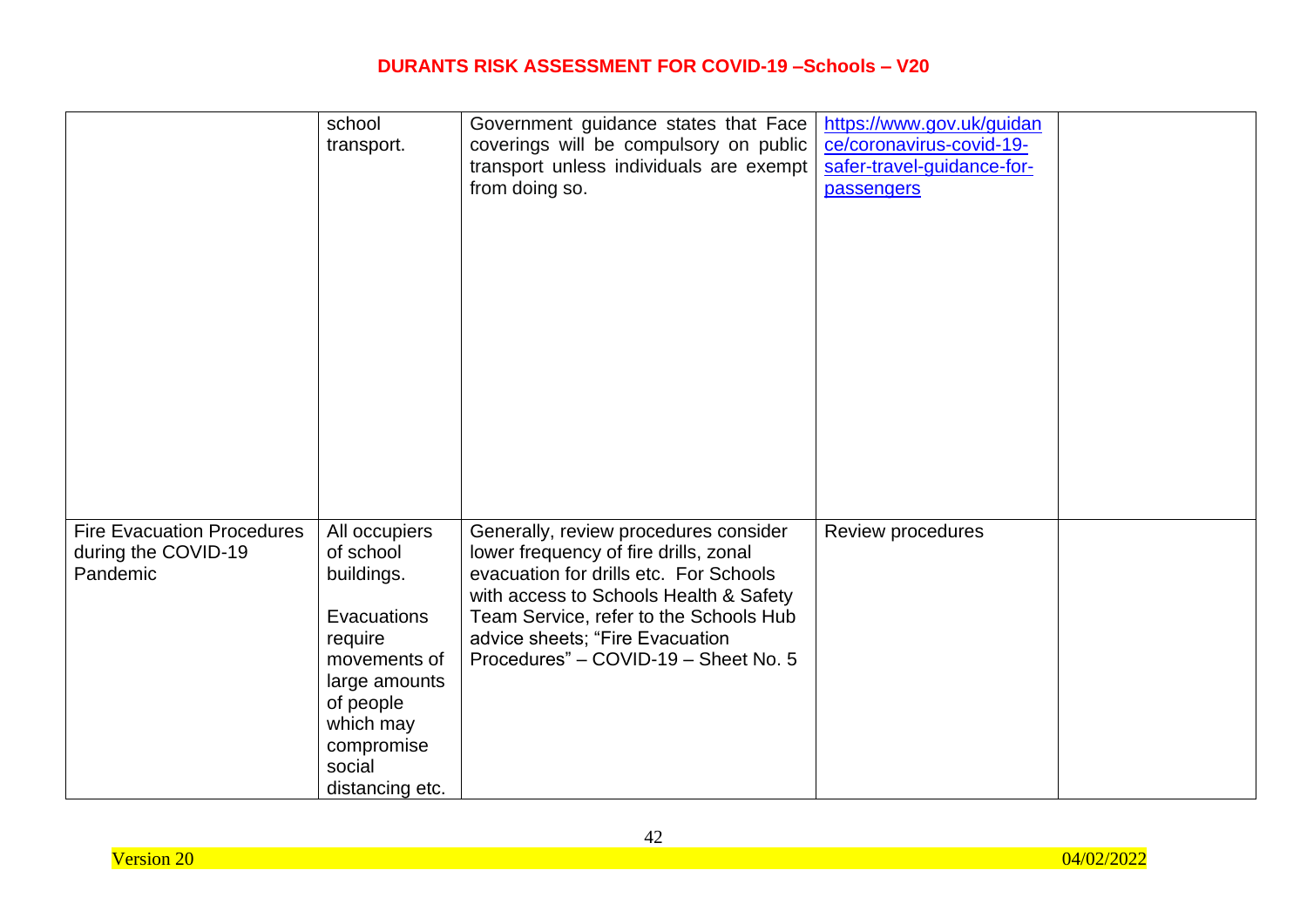| | | | | |
|---|---|---|---|---|
| | school transport. | Government guidance states that Face coverings will be compulsory on public transport unless individuals are exempt from doing so. | https://www.gov.uk/guidance/coronavirus-covid-19-safer-travel-guidance-for-passengers | |
| Fire Evacuation Procedures during the COVID-19 Pandemic | All occupiers of school buildings.<br><br>Evacuations require movements of large amounts of people which may compromise social distancing etc. | Generally, review procedures consider lower frequency of fire drills, zonal evacuation for drills etc. For Schools with access to Schools Health & Safety Team Service, refer to the Schools Hub advice sheets; "Fire Evacuation Procedures" – COVID-19 – Sheet No. 5 | Review procedures | |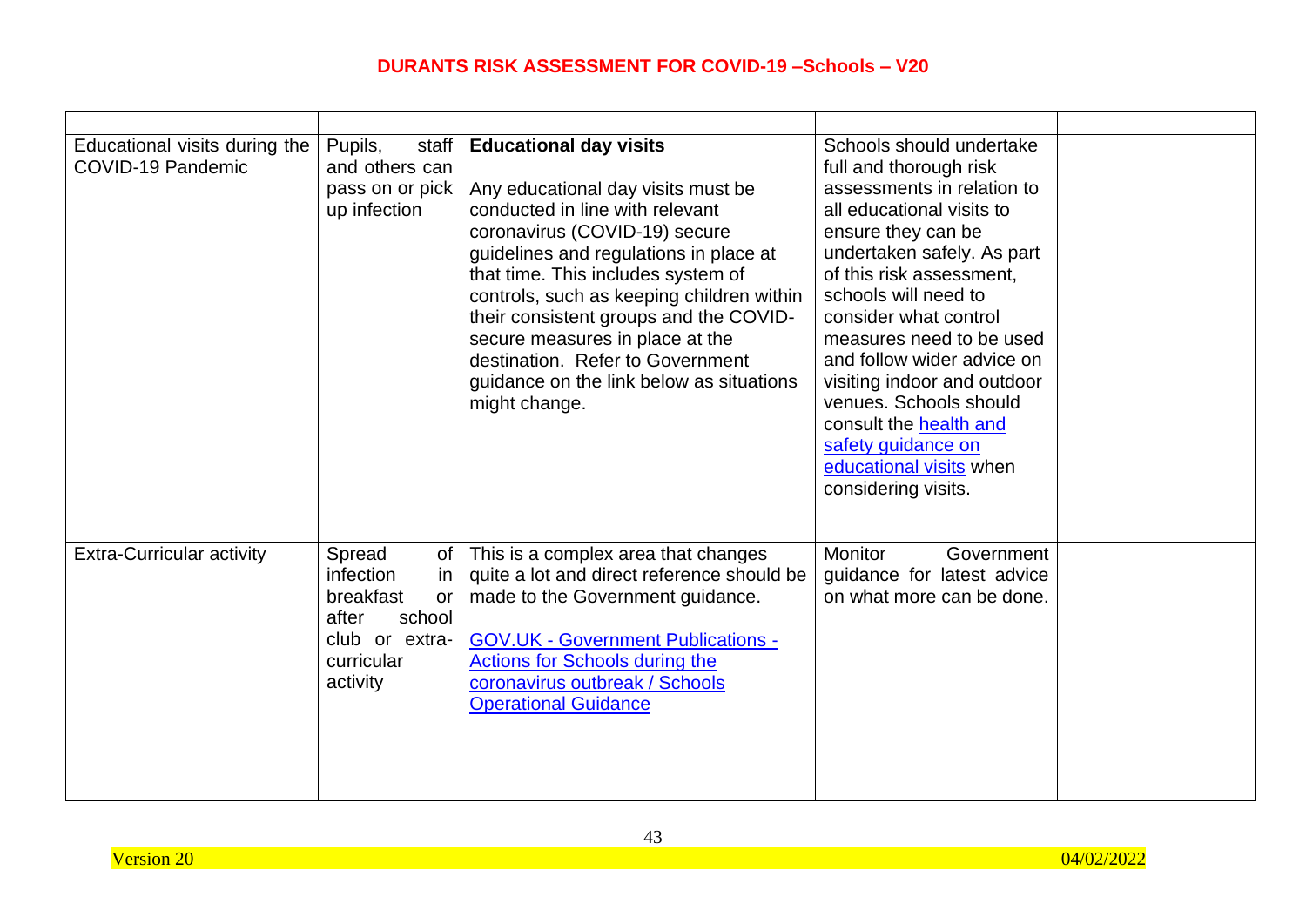# DURANTS RISK ASSESSMENT FOR COVID-19 –Schools – V20

| | | | | |
|---|---|---|---|---|
| Educational visits during the COVID-19 Pandemic | Pupils, staff and others can pass on or pick up infection | **Educational day visits**<br><br>Any educational day visits must be conducted in line with relevant coronavirus (COVID-19) secure guidelines and regulations in place at that time. This includes system of controls, such as keeping children within their consistent groups and the COVID-secure measures in place at the destination. Refer to Government guidance on the link below as situations might change. | Schools should undertake full and thorough risk assessments in relation to all educational visits to ensure they can be undertaken safely. As part of this risk assessment, schools will need to consider what control measures need to be used and follow wider advice on visiting indoor and outdoor venues. Schools should consult the health and safety guidance on educational visits when considering visits. | |
| Extra-Curricular activity | Spread of infection in breakfast or after school club or extra-curricular activity | This is a complex area that changes quite a lot and direct reference should be made to the Government guidance.<br><br>GOV.UK - Government Publications - Actions for Schools during the coronavirus outbreak / Schools Operational Guidance | Monitor Government guidance for latest advice on what more can be done. | |

Version 20 04/02/2022